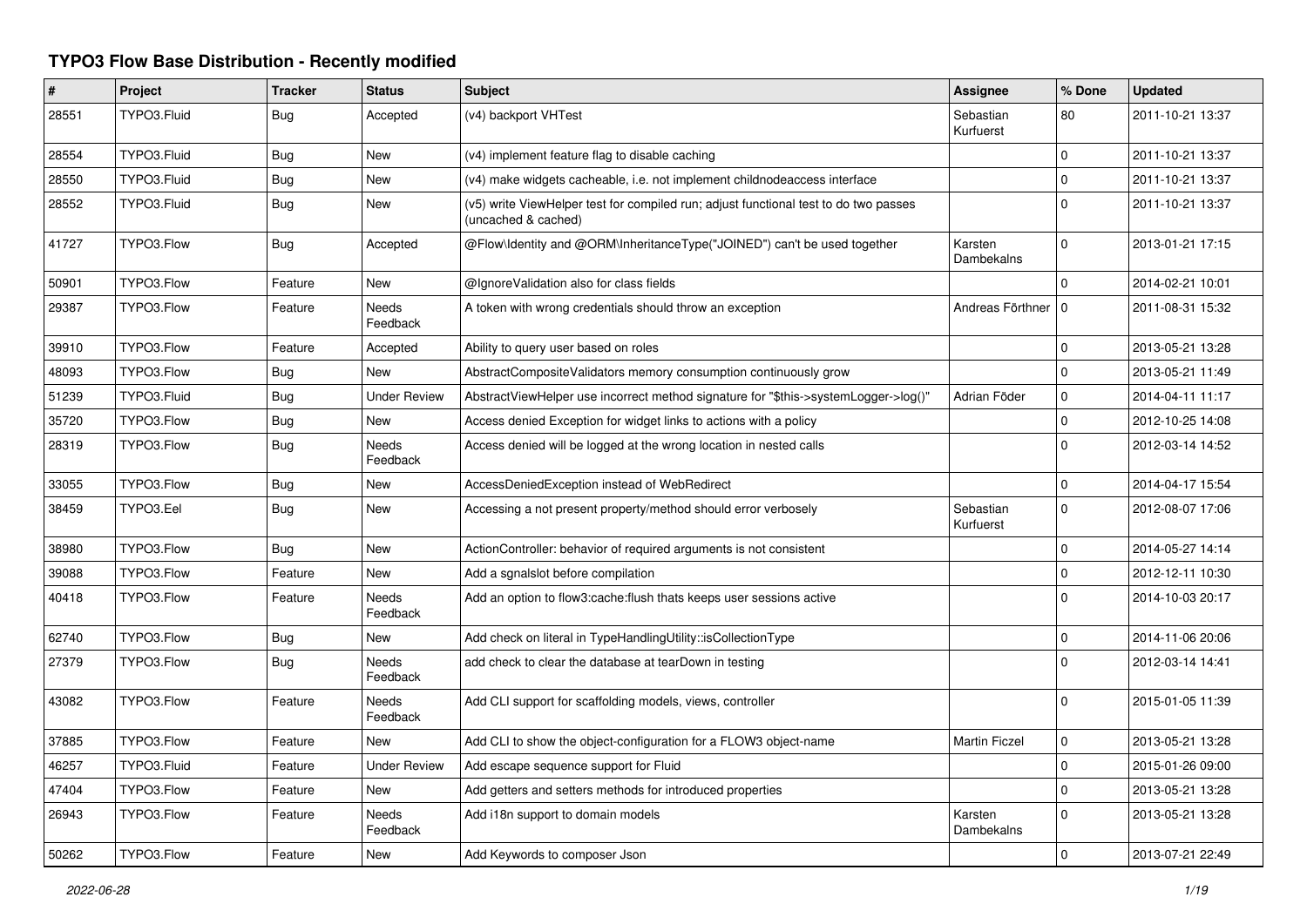# TYPO3 Flow Base Distribution - Recently modified

| # | Project | Tracker | Status | Subject | Assignee | % Done | Updated |
|---|---|---|---|---|---|---|---|
| 28551 | TYPO3.Fluid | Bug | Accepted | (v4) backport VHTest | Sebastian Kurfuerst | 80 | 2011-10-21 13:37 |
| 28554 | TYPO3.Fluid | Bug | New | (v4) implement feature flag to disable caching | | 0 | 2011-10-21 13:37 |
| 28550 | TYPO3.Fluid | Bug | New | (v4) make widgets cacheable, i.e. not implement childnodeaccess interface | | 0 | 2011-10-21 13:37 |
| 28552 | TYPO3.Fluid | Bug | New | (v5) write ViewHelper test for compiled run; adjust functional test to do two passes (uncached & cached) | | 0 | 2011-10-21 13:37 |
| 41727 | TYPO3.Flow | Bug | Accepted | @Flow\Identity and @ORM\InheritanceType("JOINED") can't be used together | Karsten Dambekalns | 0 | 2013-01-21 17:15 |
| 50901 | TYPO3.Flow | Feature | New | @IgnoreValidation also for class fields | | 0 | 2014-02-21 10:01 |
| 29387 | TYPO3.Flow | Feature | Needs Feedback | A token with wrong credentials should throw an exception | Andreas Förthner | 0 | 2011-08-31 15:32 |
| 39910 | TYPO3.Flow | Feature | Accepted | Ability to query user based on roles | | 0 | 2013-05-21 13:28 |
| 48093 | TYPO3.Flow | Bug | New | AbstractCompositeValidators memory consumption continuously grow | | 0 | 2013-05-21 11:49 |
| 51239 | TYPO3.Fluid | Bug | Under Review | AbstractViewHelper use incorrect method signature for "$this->systemLogger->log()" | Adrian Föder | 0 | 2014-04-11 11:17 |
| 35720 | TYPO3.Flow | Bug | New | Access denied Exception for widget links to actions with a policy | | 0 | 2012-10-25 14:08 |
| 28319 | TYPO3.Flow | Bug | Needs Feedback | Access denied will be logged at the wrong location in nested calls | | 0 | 2012-03-14 14:52 |
| 33055 | TYPO3.Flow | Bug | New | AccessDeniedException instead of WebRedirect | | 0 | 2014-04-17 15:54 |
| 38459 | TYPO3.Eel | Bug | New | Accessing a not present property/method should error verbosely | Sebastian Kurfuerst | 0 | 2012-08-07 17:06 |
| 38980 | TYPO3.Flow | Bug | New | ActionController: behavior of required arguments is not consistent | | 0 | 2014-05-27 14:14 |
| 39088 | TYPO3.Flow | Feature | New | Add a sgnalslot before compilation | | 0 | 2012-12-11 10:30 |
| 40418 | TYPO3.Flow | Feature | Needs Feedback | Add an option to flow3:cache:flush thats keeps user sessions active | | 0 | 2014-10-03 20:17 |
| 62740 | TYPO3.Flow | Bug | New | Add check on literal in TypeHandlingUtility::isCollectionType | | 0 | 2014-11-06 20:06 |
| 27379 | TYPO3.Flow | Bug | Needs Feedback | add check to clear the database at tearDown in testing | | 0 | 2012-03-14 14:41 |
| 43082 | TYPO3.Flow | Feature | Needs Feedback | Add CLI support for scaffolding models, views, controller | | 0 | 2015-01-05 11:39 |
| 37885 | TYPO3.Flow | Feature | New | Add CLI to show the object-configuration for a FLOW3 object-name | Martin Ficzel | 0 | 2013-05-21 13:28 |
| 46257 | TYPO3.Fluid | Feature | Under Review | Add escape sequence support for Fluid | | 0 | 2015-01-26 09:00 |
| 47404 | TYPO3.Flow | Feature | New | Add getters and setters methods for introduced properties | | 0 | 2013-05-21 13:28 |
| 26943 | TYPO3.Flow | Feature | Needs Feedback | Add i18n support to domain models | Karsten Dambekalns | 0 | 2013-05-21 13:28 |
| 50262 | TYPO3.Flow | Feature | New | Add Keywords to composer Json | | 0 | 2013-07-21 22:49 |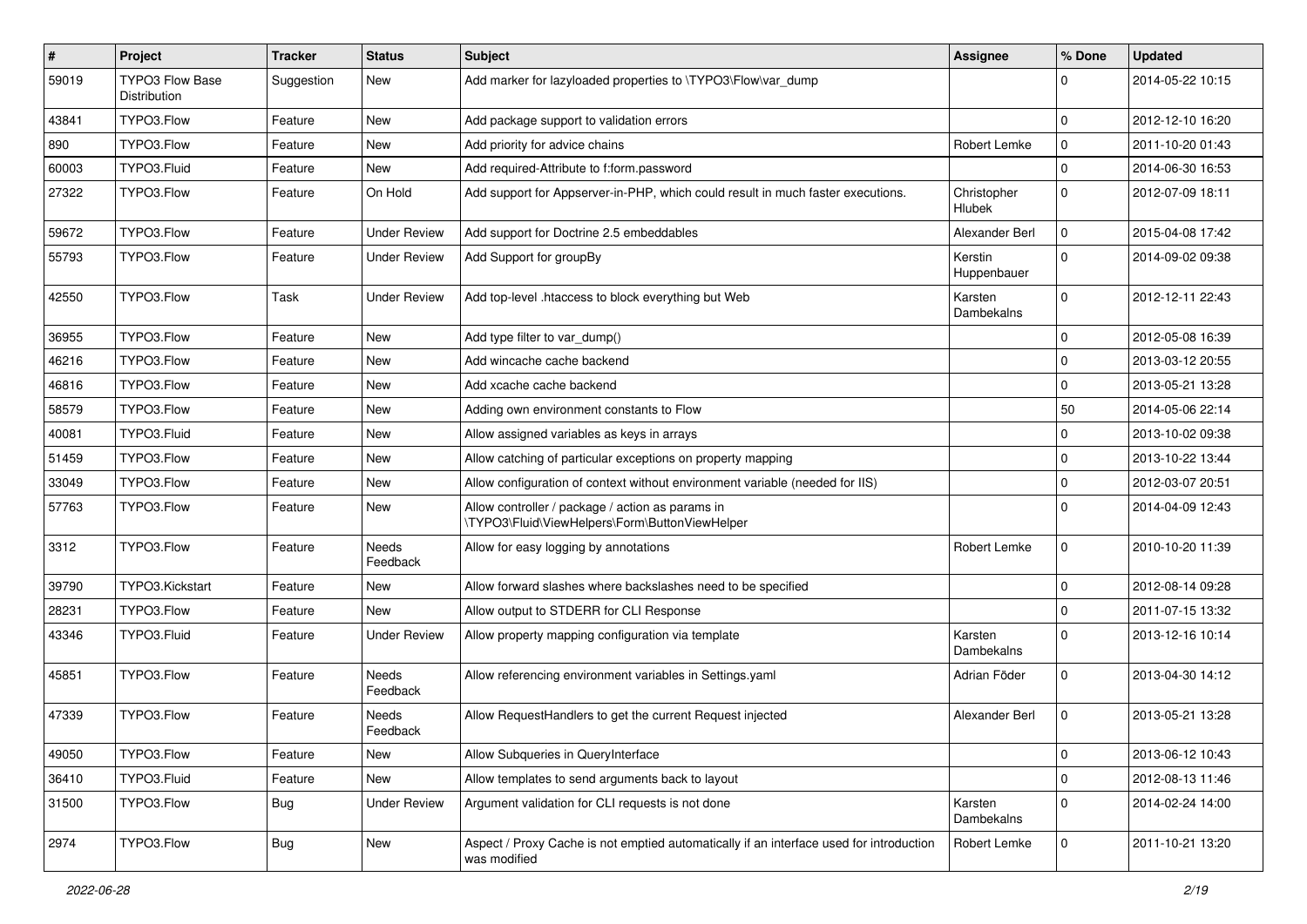| # | Project | Tracker | Status | Subject | Assignee | % Done | Updated |
| --- | --- | --- | --- | --- | --- | --- | --- |
| 59019 | TYPO3 Flow Base Distribution | Suggestion | New | Add marker for lazyloaded properties to \TYPO3\Flow\var_dump | | 0 | 2014-05-22 10:15 |
| 43841 | TYPO3.Flow | Feature | New | Add package support to validation errors | | 0 | 2012-12-10 16:20 |
| 890 | TYPO3.Flow | Feature | New | Add priority for advice chains | Robert Lemke | 0 | 2011-10-20 01:43 |
| 60003 | TYPO3.Fluid | Feature | New | Add required-Attribute to f:form.password | | 0 | 2014-06-30 16:53 |
| 27322 | TYPO3.Flow | Feature | On Hold | Add support for Appserver-in-PHP, which could result in much faster executions. | Christopher Hlubek | 0 | 2012-07-09 18:11 |
| 59672 | TYPO3.Flow | Feature | Under Review | Add support for Doctrine 2.5 embeddables | Alexander Berl | 0 | 2015-04-08 17:42 |
| 55793 | TYPO3.Flow | Feature | Under Review | Add Support for groupBy | Kerstin Huppenbauer | 0 | 2014-09-02 09:38 |
| 42550 | TYPO3.Flow | Task | Under Review | Add top-level .htaccess to block everything but Web | Karsten Dambekalns | 0 | 2012-12-11 22:43 |
| 36955 | TYPO3.Flow | Feature | New | Add type filter to var_dump() | | 0 | 2012-05-08 16:39 |
| 46216 | TYPO3.Flow | Feature | New | Add wincache cache backend | | 0 | 2013-03-12 20:55 |
| 46816 | TYPO3.Flow | Feature | New | Add xcache cache backend | | 0 | 2013-05-21 13:28 |
| 58579 | TYPO3.Flow | Feature | New | Adding own environment constants to Flow | | 50 | 2014-05-06 22:14 |
| 40081 | TYPO3.Fluid | Feature | New | Allow assigned variables as keys in arrays | | 0 | 2013-10-02 09:38 |
| 51459 | TYPO3.Flow | Feature | New | Allow catching of particular exceptions on property mapping | | 0 | 2013-10-22 13:44 |
| 33049 | TYPO3.Flow | Feature | New | Allow configuration of context without environment variable (needed for IIS) | | 0 | 2012-03-07 20:51 |
| 57763 | TYPO3.Flow | Feature | New | Allow controller / package / action as params in \TYPO3\Fluid\ViewHelpers\Form\ButtonViewHelper | | 0 | 2014-04-09 12:43 |
| 3312 | TYPO3.Flow | Feature | Needs Feedback | Allow for easy logging by annotations | Robert Lemke | 0 | 2010-10-20 11:39 |
| 39790 | TYPO3.Kickstart | Feature | New | Allow forward slashes where backslashes need to be specified | | 0 | 2012-08-14 09:28 |
| 28231 | TYPO3.Flow | Feature | New | Allow output to STDERR for CLI Response | | 0 | 2011-07-15 13:32 |
| 43346 | TYPO3.Fluid | Feature | Under Review | Allow property mapping configuration via template | Karsten Dambekalns | 0 | 2013-12-16 10:14 |
| 45851 | TYPO3.Flow | Feature | Needs Feedback | Allow referencing environment variables in Settings.yaml | Adrian Föder | 0 | 2013-04-30 14:12 |
| 47339 | TYPO3.Flow | Feature | Needs Feedback | Allow RequestHandlers to get the current Request injected | Alexander Berl | 0 | 2013-05-21 13:28 |
| 49050 | TYPO3.Flow | Feature | New | Allow Subqueries in QueryInterface | | 0 | 2013-06-12 10:43 |
| 36410 | TYPO3.Fluid | Feature | New | Allow templates to send arguments back to layout | | 0 | 2012-08-13 11:46 |
| 31500 | TYPO3.Flow | Bug | Under Review | Argument validation for CLI requests is not done | Karsten Dambekalns | 0 | 2014-02-24 14:00 |
| 2974 | TYPO3.Flow | Bug | New | Aspect / Proxy Cache is not emptied automatically if an interface used for introduction was modified | Robert Lemke | 0 | 2011-10-21 13:20 |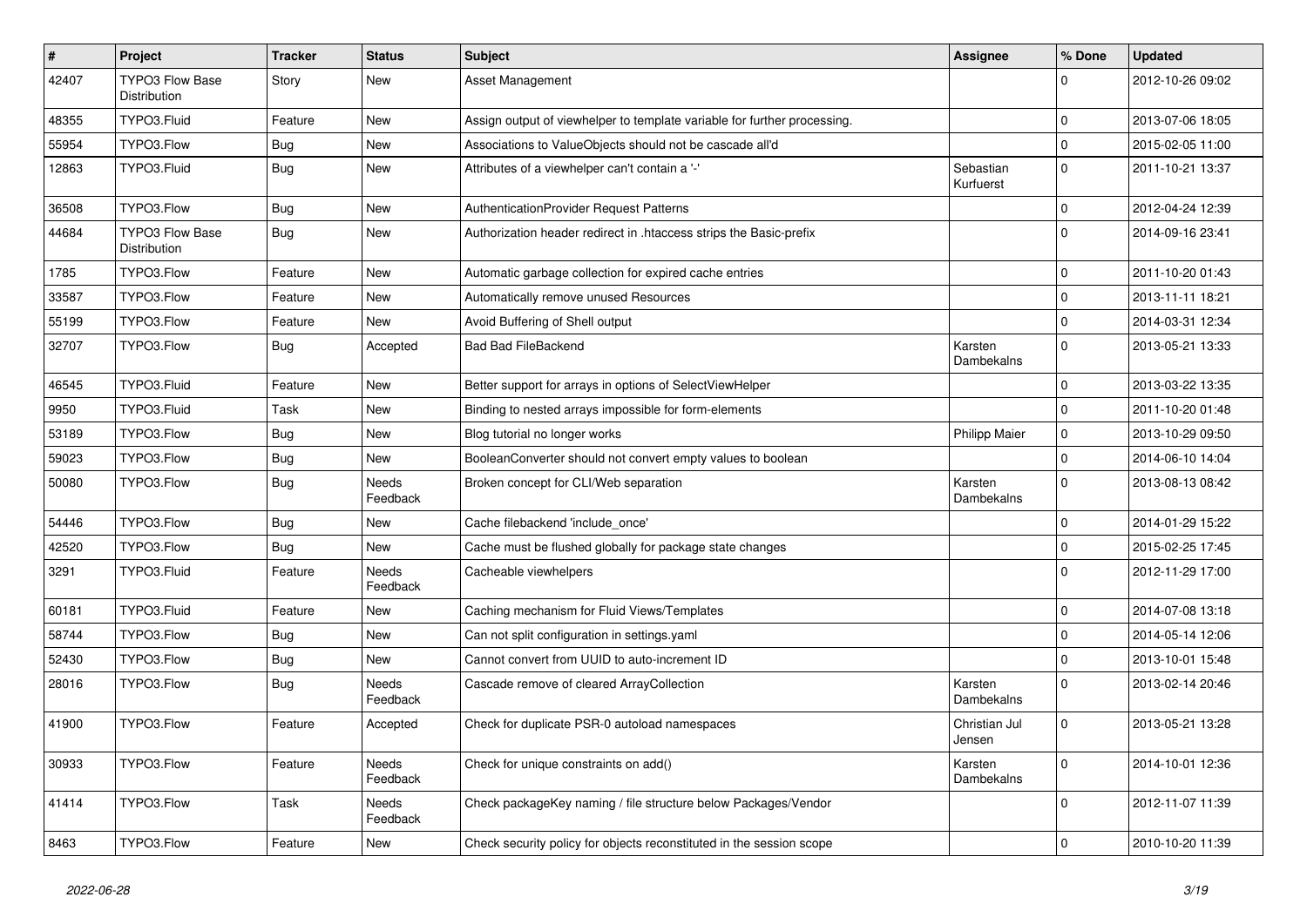| # | Project | Tracker | Status | Subject | Assignee | % Done | Updated |
|---|---|---|---|---|---|---|---|
| 42407 | TYPO3 Flow Base Distribution | Story | New | Asset Management | | 0 | 2012-10-26 09:02 |
| 48355 | TYPO3.Fluid | Feature | New | Assign output of viewhelper to template variable for further processing. | | 0 | 2013-07-06 18:05 |
| 55954 | TYPO3.Flow | Bug | New | Associations to ValueObjects should not be cascade all'd | | 0 | 2015-02-05 11:00 |
| 12863 | TYPO3.Fluid | Bug | New | Attributes of a viewhelper can't contain a '-' | Sebastian Kurfuerst | 0 | 2011-10-21 13:37 |
| 36508 | TYPO3.Flow | Bug | New | AuthenticationProvider Request Patterns | | 0 | 2012-04-24 12:39 |
| 44684 | TYPO3 Flow Base Distribution | Bug | New | Authorization header redirect in .htaccess strips the Basic-prefix | | 0 | 2014-09-16 23:41 |
| 1785 | TYPO3.Flow | Feature | New | Automatic garbage collection for expired cache entries | | 0 | 2011-10-20 01:43 |
| 33587 | TYPO3.Flow | Feature | New | Automatically remove unused Resources | | 0 | 2013-11-11 18:21 |
| 55199 | TYPO3.Flow | Feature | New | Avoid Buffering of Shell output | | 0 | 2014-03-31 12:34 |
| 32707 | TYPO3.Flow | Bug | Accepted | Bad Bad FileBackend | Karsten Dambekalns | 0 | 2013-05-21 13:33 |
| 46545 | TYPO3.Fluid | Feature | New | Better support for arrays in options of SelectViewHelper | | 0 | 2013-03-22 13:35 |
| 9950 | TYPO3.Fluid | Task | New | Binding to nested arrays impossible for form-elements | | 0 | 2011-10-20 01:48 |
| 53189 | TYPO3.Flow | Bug | New | Blog tutorial no longer works | Philipp Maier | 0 | 2013-10-29 09:50 |
| 59023 | TYPO3.Flow | Bug | New | BooleanConverter should not convert empty values to boolean | | 0 | 2014-06-10 14:04 |
| 50080 | TYPO3.Flow | Bug | Needs Feedback | Broken concept for CLI/Web separation | Karsten Dambekalns | 0 | 2013-08-13 08:42 |
| 54446 | TYPO3.Flow | Bug | New | Cache filebackend 'include_once' | | 0 | 2014-01-29 15:22 |
| 42520 | TYPO3.Flow | Bug | New | Cache must be flushed globally for package state changes | | 0 | 2015-02-25 17:45 |
| 3291 | TYPO3.Fluid | Feature | Needs Feedback | Cacheable viewhelpers | | 0 | 2012-11-29 17:00 |
| 60181 | TYPO3.Fluid | Feature | New | Caching mechanism for Fluid Views/Templates | | 0 | 2014-07-08 13:18 |
| 58744 | TYPO3.Flow | Bug | New | Can not split configuration in settings.yaml | | 0 | 2014-05-14 12:06 |
| 52430 | TYPO3.Flow | Bug | New | Cannot convert from UUID to auto-increment ID | | 0 | 2013-10-01 15:48 |
| 28016 | TYPO3.Flow | Bug | Needs Feedback | Cascade remove of cleared ArrayCollection | Karsten Dambekalns | 0 | 2013-02-14 20:46 |
| 41900 | TYPO3.Flow | Feature | Accepted | Check for duplicate PSR-0 autoload namespaces | Christian Jul Jensen | 0 | 2013-05-21 13:28 |
| 30933 | TYPO3.Flow | Feature | Needs Feedback | Check for unique constraints on add() | Karsten Dambekalns | 0 | 2014-10-01 12:36 |
| 41414 | TYPO3.Flow | Task | Needs Feedback | Check packageKey naming / file structure below Packages/Vendor | | 0 | 2012-11-07 11:39 |
| 8463 | TYPO3.Flow | Feature | New | Check security policy for objects reconstituted in the session scope | | 0 | 2010-10-20 11:39 |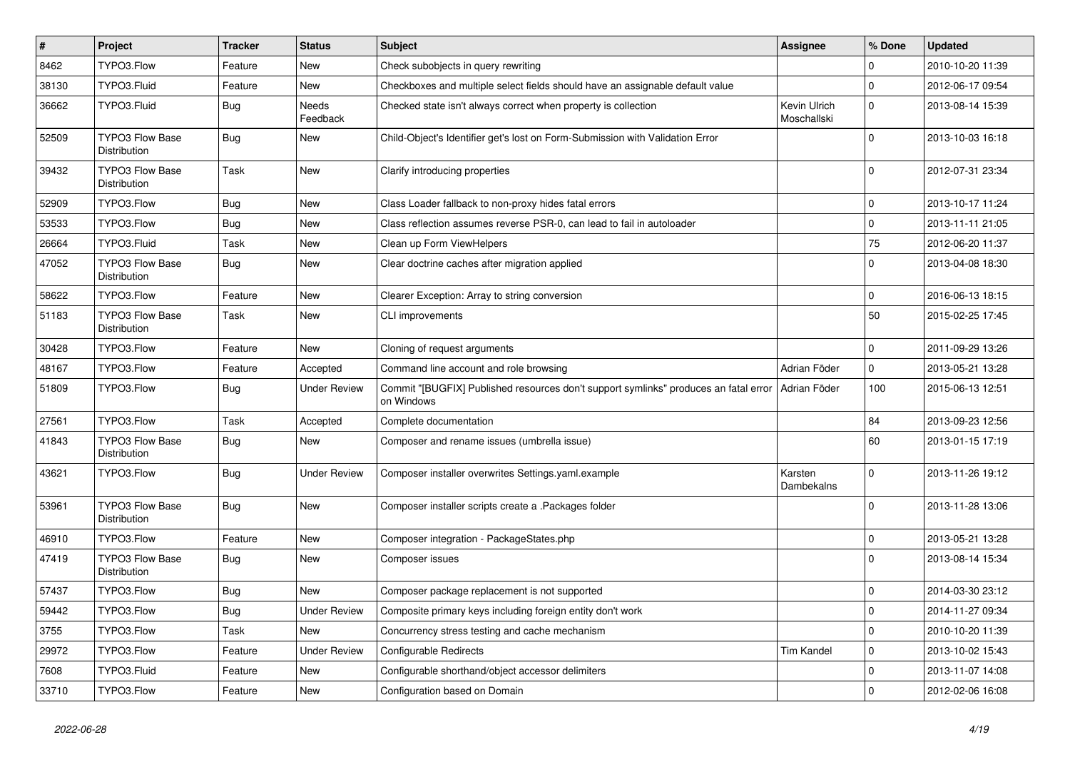| # | Project | Tracker | Status | Subject | Assignee | % Done | Updated |
|---|---|---|---|---|---|---|---|
| 8462 | TYPO3.Flow | Feature | New | Check subobjects in query rewriting | | 0 | 2010-10-20 11:39 |
| 38130 | TYPO3.Fluid | Feature | New | Checkboxes and multiple select fields should have an assignable default value | | 0 | 2012-06-17 09:54 |
| 36662 | TYPO3.Fluid | Bug | Needs Feedback | Checked state isn't always correct when property is collection | Kevin Ulrich Moschallski | 0 | 2013-08-14 15:39 |
| 52509 | TYPO3 Flow Base Distribution | Bug | New | Child-Object's Identifier get's lost on Form-Submission with Validation Error | | 0 | 2013-10-03 16:18 |
| 39432 | TYPO3 Flow Base Distribution | Task | New | Clarify introducing properties | | 0 | 2012-07-31 23:34 |
| 52909 | TYPO3.Flow | Bug | New | Class Loader fallback to non-proxy hides fatal errors | | 0 | 2013-10-17 11:24 |
| 53533 | TYPO3.Flow | Bug | New | Class reflection assumes reverse PSR-0, can lead to fail in autoloader | | 0 | 2013-11-11 21:05 |
| 26664 | TYPO3.Fluid | Task | New | Clean up Form ViewHelpers | | 75 | 2012-06-20 11:37 |
| 47052 | TYPO3 Flow Base Distribution | Bug | New | Clear doctrine caches after migration applied | | 0 | 2013-04-08 18:30 |
| 58622 | TYPO3.Flow | Feature | New | Clearer Exception: Array to string conversion | | 0 | 2016-06-13 18:15 |
| 51183 | TYPO3 Flow Base Distribution | Task | New | CLI improvements | | 50 | 2015-02-25 17:45 |
| 30428 | TYPO3.Flow | Feature | New | Cloning of request arguments | | 0 | 2011-09-29 13:26 |
| 48167 | TYPO3.Flow | Feature | Accepted | Command line account and role browsing | Adrian Föder | 0 | 2013-05-21 13:28 |
| 51809 | TYPO3.Flow | Bug | Under Review | Commit "[BUGFIX] Published resources don't support symlinks" produces an fatal error on Windows | Adrian Föder | 100 | 2015-06-13 12:51 |
| 27561 | TYPO3.Flow | Task | Accepted | Complete documentation | | 84 | 2013-09-23 12:56 |
| 41843 | TYPO3 Flow Base Distribution | Bug | New | Composer and rename issues (umbrella issue) | | 60 | 2013-01-15 17:19 |
| 43621 | TYPO3.Flow | Bug | Under Review | Composer installer overwrites Settings.yaml.example | Karsten Dambekalns | 0 | 2013-11-26 19:12 |
| 53961 | TYPO3 Flow Base Distribution | Bug | New | Composer installer scripts create a .Packages folder | | 0 | 2013-11-28 13:06 |
| 46910 | TYPO3.Flow | Feature | New | Composer integration - PackageStates.php | | 0 | 2013-05-21 13:28 |
| 47419 | TYPO3 Flow Base Distribution | Bug | New | Composer issues | | 0 | 2013-08-14 15:34 |
| 57437 | TYPO3.Flow | Bug | New | Composer package replacement is not supported | | 0 | 2014-03-30 23:12 |
| 59442 | TYPO3.Flow | Bug | Under Review | Composite primary keys including foreign entity don't work | | 0 | 2014-11-27 09:34 |
| 3755 | TYPO3.Flow | Task | New | Concurrency stress testing and cache mechanism | | 0 | 2010-10-20 11:39 |
| 29972 | TYPO3.Flow | Feature | Under Review | Configurable Redirects | Tim Kandel | 0 | 2013-10-02 15:43 |
| 7608 | TYPO3.Fluid | Feature | New | Configurable shorthand/object accessor delimiters | | 0 | 2013-11-07 14:08 |
| 33710 | TYPO3.Flow | Feature | New | Configuration based on Domain | | 0 | 2012-02-06 16:08 |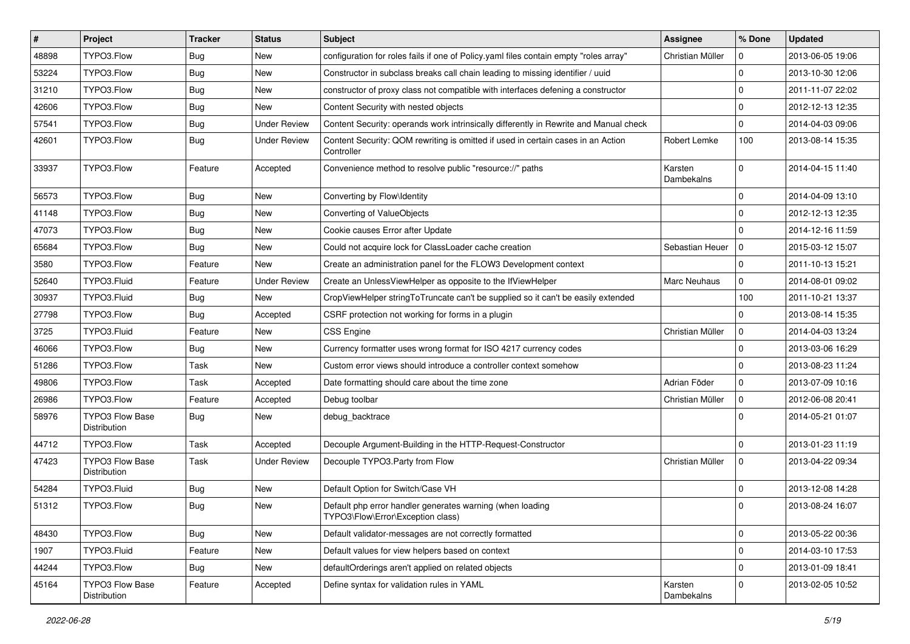| # | Project | Tracker | Status | Subject | Assignee | % Done | Updated |
|---|---|---|---|---|---|---|---|
| 48898 | TYPO3.Flow | Bug | New | configuration for roles fails if one of Policy.yaml files contain empty "roles array" | Christian Müller | 0 | 2013-06-05 19:06 |
| 53224 | TYPO3.Flow | Bug | New | Constructor in subclass breaks call chain leading to missing identifier / uuid | | 0 | 2013-10-30 12:06 |
| 31210 | TYPO3.Flow | Bug | New | constructor of proxy class not compatible with interfaces defening a constructor | | 0 | 2011-11-07 22:02 |
| 42606 | TYPO3.Flow | Bug | New | Content Security with nested objects | | 0 | 2012-12-13 12:35 |
| 57541 | TYPO3.Flow | Bug | Under Review | Content Security: operands work intrinsically differently in Rewrite and Manual check | | 0 | 2014-04-03 09:06 |
| 42601 | TYPO3.Flow | Bug | Under Review | Content Security: QOM rewriting is omitted if used in certain cases in an Action Controller | Robert Lemke | 100 | 2013-08-14 15:35 |
| 33937 | TYPO3.Flow | Feature | Accepted | Convenience method to resolve public "resource://" paths | Karsten Dambekalns | 0 | 2014-04-15 11:40 |
| 56573 | TYPO3.Flow | Bug | New | Converting by Flow\Identity | | 0 | 2014-04-09 13:10 |
| 41148 | TYPO3.Flow | Bug | New | Converting of ValueObjects | | 0 | 2012-12-13 12:35 |
| 47073 | TYPO3.Flow | Bug | New | Cookie causes Error after Update | | 0 | 2014-12-16 11:59 |
| 65684 | TYPO3.Flow | Bug | New | Could not acquire lock for ClassLoader cache creation | Sebastian Heuer | 0 | 2015-03-12 15:07 |
| 3580 | TYPO3.Flow | Feature | New | Create an administration panel for the FLOW3 Development context | | 0 | 2011-10-13 15:21 |
| 52640 | TYPO3.Fluid | Feature | Under Review | Create an UnlessViewHelper as opposite to the IfViewHelper | Marc Neuhaus | 0 | 2014-08-01 09:02 |
| 30937 | TYPO3.Fluid | Bug | New | CropViewHelper stringToTruncate can't be supplied so it can't be easily extended | | 100 | 2011-10-21 13:37 |
| 27798 | TYPO3.Flow | Bug | Accepted | CSRF protection not working for forms in a plugin | | 0 | 2013-08-14 15:35 |
| 3725 | TYPO3.Fluid | Feature | New | CSS Engine | Christian Müller | 0 | 2014-04-03 13:24 |
| 46066 | TYPO3.Flow | Bug | New | Currency formatter uses wrong format for ISO 4217 currency codes | | 0 | 2013-03-06 16:29 |
| 51286 | TYPO3.Flow | Task | New | Custom error views should introduce a controller context somehow | | 0 | 2013-08-23 11:24 |
| 49806 | TYPO3.Flow | Task | Accepted | Date formatting should care about the time zone | Adrian Föder | 0 | 2013-07-09 10:16 |
| 26986 | TYPO3.Flow | Feature | Accepted | Debug toolbar | Christian Müller | 0 | 2012-06-08 20:41 |
| 58976 | TYPO3 Flow Base Distribution | Bug | New | debug_backtrace | | 0 | 2014-05-21 01:07 |
| 44712 | TYPO3.Flow | Task | Accepted | Decouple Argument-Building in the HTTP-Request-Constructor | | 0 | 2013-01-23 11:19 |
| 47423 | TYPO3 Flow Base Distribution | Task | Under Review | Decouple TYPO3.Party from Flow | Christian Müller | 0 | 2013-04-22 09:34 |
| 54284 | TYPO3.Fluid | Bug | New | Default Option for Switch/Case VH | | 0 | 2013-12-08 14:28 |
| 51312 | TYPO3.Flow | Bug | New | Default php error handler generates warning (when loading TYPO3\Flow\Error\Exception class) | | 0 | 2013-08-24 16:07 |
| 48430 | TYPO3.Flow | Bug | New | Default validator-messages are not correctly formatted | | 0 | 2013-05-22 00:36 |
| 1907 | TYPO3.Fluid | Feature | New | Default values for view helpers based on context | | 0 | 2014-03-10 17:53 |
| 44244 | TYPO3.Flow | Bug | New | defaultOrderings aren't applied on related objects | | 0 | 2013-01-09 18:41 |
| 45164 | TYPO3 Flow Base Distribution | Feature | Accepted | Define syntax for validation rules in YAML | Karsten Dambekalns | 0 | 2013-02-05 10:52 |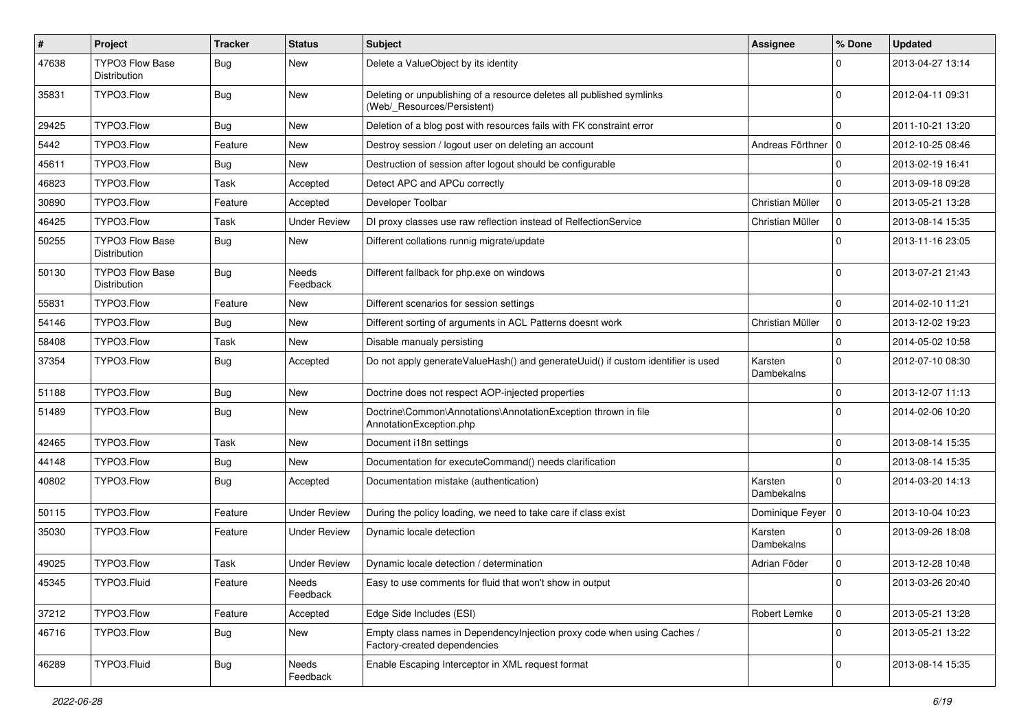| # | Project | Tracker | Status | Subject | Assignee | % Done | Updated |
|---|---|---|---|---|---|---|---|
| 47638 | TYPO3 Flow Base Distribution | Bug | New | Delete a ValueObject by its identity | | 0 | 2013-04-27 13:14 |
| 35831 | TYPO3.Flow | Bug | New | Deleting or unpublishing of a resource deletes all published symlinks (Web/_Resources/Persistent) | | 0 | 2012-04-11 09:31 |
| 29425 | TYPO3.Flow | Bug | New | Deletion of a blog post with resources fails with FK constraint error | | 0 | 2011-10-21 13:20 |
| 5442 | TYPO3.Flow | Feature | New | Destroy session / logout user on deleting an account | Andreas Förthner | 0 | 2012-10-25 08:46 |
| 45611 | TYPO3.Flow | Bug | New | Destruction of session after logout should be configurable | | 0 | 2013-02-19 16:41 |
| 46823 | TYPO3.Flow | Task | Accepted | Detect APC and APCu correctly | | 0 | 2013-09-18 09:28 |
| 30890 | TYPO3.Flow | Feature | Accepted | Developer Toolbar | Christian Müller | 0 | 2013-05-21 13:28 |
| 46425 | TYPO3.Flow | Task | Under Review | DI proxy classes use raw reflection instead of RelfectionService | Christian Müller | 0 | 2013-08-14 15:35 |
| 50255 | TYPO3 Flow Base Distribution | Bug | New | Different collations runnig migrate/update | | 0 | 2013-11-16 23:05 |
| 50130 | TYPO3 Flow Base Distribution | Bug | Needs Feedback | Different fallback for php.exe on windows | | 0 | 2013-07-21 21:43 |
| 55831 | TYPO3.Flow | Feature | New | Different scenarios for session settings | | 0 | 2014-02-10 11:21 |
| 54146 | TYPO3.Flow | Bug | New | Different sorting of arguments in ACL Patterns doesnt work | Christian Müller | 0 | 2013-12-02 19:23 |
| 58408 | TYPO3.Flow | Task | New | Disable manualy persisting | | 0 | 2014-05-02 10:58 |
| 37354 | TYPO3.Flow | Bug | Accepted | Do not apply generateValueHash() and generateUuid() if custom identifier is used | Karsten Dambekalns | 0 | 2012-07-10 08:30 |
| 51188 | TYPO3.Flow | Bug | New | Doctrine does not respect AOP-injected properties | | 0 | 2013-12-07 11:13 |
| 51489 | TYPO3.Flow | Bug | New | Doctrine\Common\Annotations\AnnotationException thrown in file AnnotationException.php | | 0 | 2014-02-06 10:20 |
| 42465 | TYPO3.Flow | Task | New | Document i18n settings | | 0 | 2013-08-14 15:35 |
| 44148 | TYPO3.Flow | Bug | New | Documentation for executeCommand() needs clarification | | 0 | 2013-08-14 15:35 |
| 40802 | TYPO3.Flow | Bug | Accepted | Documentation mistake (authentication) | Karsten Dambekalns | 0 | 2014-03-20 14:13 |
| 50115 | TYPO3.Flow | Feature | Under Review | During the policy loading, we need to take care if class exist | Dominique Feyer | 0 | 2013-10-04 10:23 |
| 35030 | TYPO3.Flow | Feature | Under Review | Dynamic locale detection | Karsten Dambekalns | 0 | 2013-09-26 18:08 |
| 49025 | TYPO3.Flow | Task | Under Review | Dynamic locale detection / determination | Adrian Föder | 0 | 2013-12-28 10:48 |
| 45345 | TYPO3.Fluid | Feature | Needs Feedback | Easy to use comments for fluid that won't show in output | | 0 | 2013-03-26 20:40 |
| 37212 | TYPO3.Flow | Feature | Accepted | Edge Side Includes (ESI) | Robert Lemke | 0 | 2013-05-21 13:28 |
| 46716 | TYPO3.Flow | Bug | New | Empty class names in DependencyInjection proxy code when using Caches / Factory-created dependencies | | 0 | 2013-05-21 13:22 |
| 46289 | TYPO3.Fluid | Bug | Needs Feedback | Enable Escaping Interceptor in XML request format | | 0 | 2013-08-14 15:35 |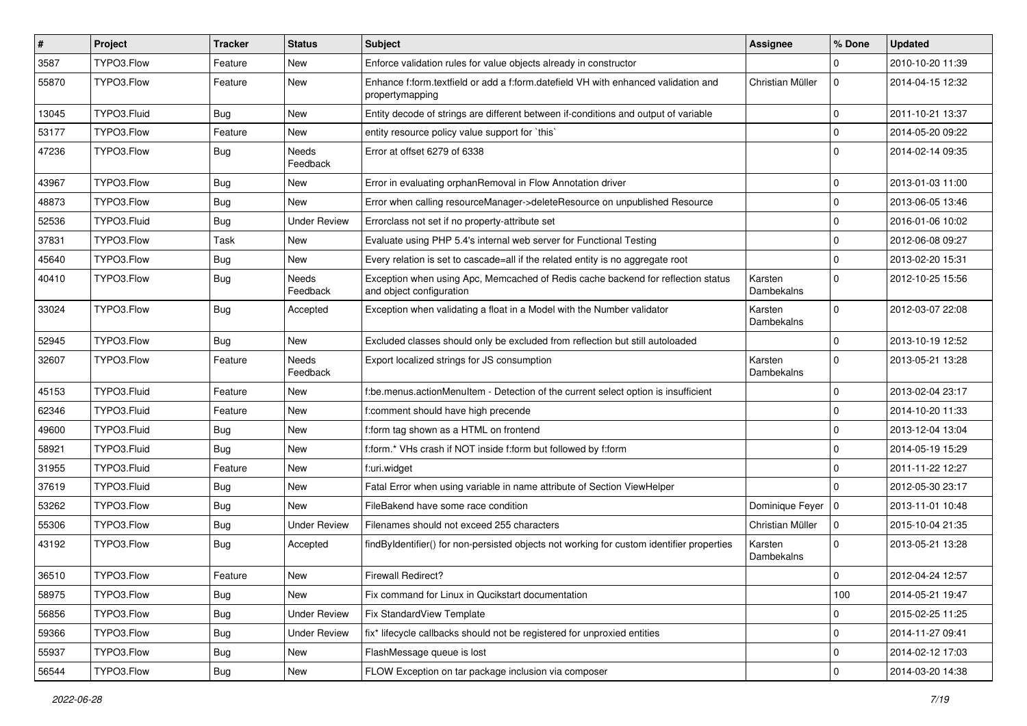| # | Project | Tracker | Status | Subject | Assignee | % Done | Updated |
|---|---|---|---|---|---|---|---|
| 3587 | TYPO3.Flow | Feature | New | Enforce validation rules for value objects already in constructor | | 0 | 2010-10-20 11:39 |
| 55870 | TYPO3.Flow | Feature | New | Enhance f:form.textfield or add a f:form.datefield VH with enhanced validation and propertymapping | Christian Müller | 0 | 2014-04-15 12:32 |
| 13045 | TYPO3.Fluid | Bug | New | Entity decode of strings are different between if-conditions and output of variable | | 0 | 2011-10-21 13:37 |
| 53177 | TYPO3.Flow | Feature | New | entity resource policy value support for `this` | | 0 | 2014-05-20 09:22 |
| 47236 | TYPO3.Flow | Bug | Needs Feedback | Error at offset 6279 of 6338 | | 0 | 2014-02-14 09:35 |
| 43967 | TYPO3.Flow | Bug | New | Error in evaluating orphanRemoval in Flow Annotation driver | | 0 | 2013-01-03 11:00 |
| 48873 | TYPO3.Flow | Bug | New | Error when calling resourceManager->deleteResource on unpublished Resource | | 0 | 2013-06-05 13:46 |
| 52536 | TYPO3.Fluid | Bug | Under Review | Errorclass not set if no property-attribute set | | 0 | 2016-01-06 10:02 |
| 37831 | TYPO3.Flow | Task | New | Evaluate using PHP 5.4's internal web server for Functional Testing | | 0 | 2012-06-08 09:27 |
| 45640 | TYPO3.Flow | Bug | New | Every relation is set to cascade=all if the related entity is no aggregate root | | 0 | 2013-02-20 15:31 |
| 40410 | TYPO3.Flow | Bug | Needs Feedback | Exception when using Apc, Memcached of Redis cache backend for reflection status and object configuration | Karsten Dambekalns | 0 | 2012-10-25 15:56 |
| 33024 | TYPO3.Flow | Bug | Accepted | Exception when validating a float in a Model with the Number validator | Karsten Dambekalns | 0 | 2012-03-07 22:08 |
| 52945 | TYPO3.Flow | Bug | New | Excluded classes should only be excluded from reflection but still autoloaded | | 0 | 2013-10-19 12:52 |
| 32607 | TYPO3.Flow | Feature | Needs Feedback | Export localized strings for JS consumption | Karsten Dambekalns | 0 | 2013-05-21 13:28 |
| 45153 | TYPO3.Fluid | Feature | New | f:be.menus.actionMenuItem - Detection of the current select option is insufficient | | 0 | 2013-02-04 23:17 |
| 62346 | TYPO3.Fluid | Feature | New | f:comment should have high precende | | 0 | 2014-10-20 11:33 |
| 49600 | TYPO3.Fluid | Bug | New | f:form tag shown as a HTML on frontend | | 0 | 2013-12-04 13:04 |
| 58921 | TYPO3.Fluid | Bug | New | f:form.* VHs crash if NOT inside f:form but followed by f:form | | 0 | 2014-05-19 15:29 |
| 31955 | TYPO3.Fluid | Feature | New | f:uri.widget | | 0 | 2011-11-22 12:27 |
| 37619 | TYPO3.Fluid | Bug | New | Fatal Error when using variable in name attribute of Section ViewHelper | | 0 | 2012-05-30 23:17 |
| 53262 | TYPO3.Flow | Bug | New | FileBakend have some race condition | Dominique Feyer | 0 | 2013-11-01 10:48 |
| 55306 | TYPO3.Flow | Bug | Under Review | Filenames should not exceed 255 characters | Christian Müller | 0 | 2015-10-04 21:35 |
| 43192 | TYPO3.Flow | Bug | Accepted | findByIdentifier() for non-persisted objects not working for custom identifier properties | Karsten Dambekalns | 0 | 2013-05-21 13:28 |
| 36510 | TYPO3.Flow | Feature | New | Firewall Redirect? | | 0 | 2012-04-24 12:57 |
| 58975 | TYPO3.Flow | Bug | New | Fix command for Linux in Qucikstart documentation | | 100 | 2014-05-21 19:47 |
| 56856 | TYPO3.Flow | Bug | Under Review | Fix StandardView Template | | 0 | 2015-02-25 11:25 |
| 59366 | TYPO3.Flow | Bug | Under Review | fix* lifecycle callbacks should not be registered for unproxied entities | | 0 | 2014-11-27 09:41 |
| 55937 | TYPO3.Flow | Bug | New | FlashMessage queue is lost | | 0 | 2014-02-12 17:03 |
| 56544 | TYPO3.Flow | Bug | New | FLOW Exception on tar package inclusion via composer | | 0 | 2014-03-20 14:38 |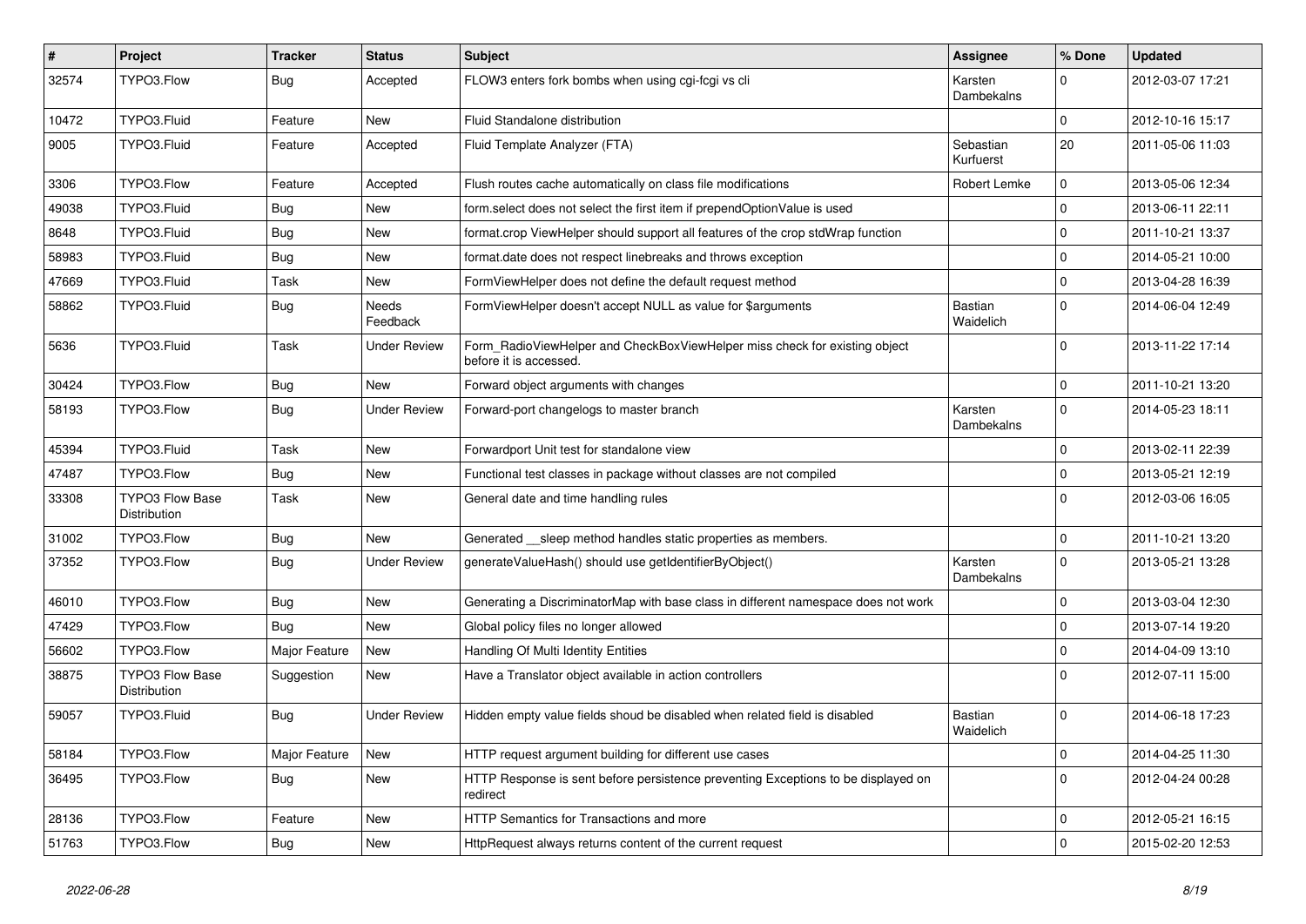| # | Project | Tracker | Status | Subject | Assignee | % Done | Updated |
|---|---|---|---|---|---|---|---|
| 32574 | TYPO3.Flow | Bug | Accepted | FLOW3 enters fork bombs when using cgi-fcgi vs cli | Karsten Dambekalns | 0 | 2012-03-07 17:21 |
| 10472 | TYPO3.Fluid | Feature | New | Fluid Standalone distribution | | 0 | 2012-10-16 15:17 |
| 9005 | TYPO3.Fluid | Feature | Accepted | Fluid Template Analyzer (FTA) | Sebastian Kurfuerst | 20 | 2011-05-06 11:03 |
| 3306 | TYPO3.Flow | Feature | Accepted | Flush routes cache automatically on class file modifications | Robert Lemke | 0 | 2013-05-06 12:34 |
| 49038 | TYPO3.Fluid | Bug | New | form.select does not select the first item if prependOptionValue is used | | 0 | 2013-06-11 22:11 |
| 8648 | TYPO3.Fluid | Bug | New | format.crop ViewHelper should support all features of the crop stdWrap function | | 0 | 2011-10-21 13:37 |
| 58983 | TYPO3.Fluid | Bug | New | format.date does not respect linebreaks and throws exception | | 0 | 2014-05-21 10:00 |
| 47669 | TYPO3.Fluid | Task | New | FormViewHelper does not define the default request method | | 0 | 2013-04-28 16:39 |
| 58862 | TYPO3.Fluid | Bug | Needs Feedback | FormViewHelper doesn't accept NULL as value for $arguments | Bastian Waidelich | 0 | 2014-06-04 12:49 |
| 5636 | TYPO3.Fluid | Task | Under Review | Form_RadioViewHelper and CheckBoxViewHelper miss check for existing object before it is accessed. | | 0 | 2013-11-22 17:14 |
| 30424 | TYPO3.Flow | Bug | New | Forward object arguments with changes | | 0 | 2011-10-21 13:20 |
| 58193 | TYPO3.Flow | Bug | Under Review | Forward-port changelogs to master branch | Karsten Dambekalns | 0 | 2014-05-23 18:11 |
| 45394 | TYPO3.Fluid | Task | New | Forwardport Unit test for standalone view | | 0 | 2013-02-11 22:39 |
| 47487 | TYPO3.Flow | Bug | New | Functional test classes in package without classes are not compiled | | 0 | 2013-05-21 12:19 |
| 33308 | TYPO3 Flow Base Distribution | Task | New | General date and time handling rules | | 0 | 2012-03-06 16:05 |
| 31002 | TYPO3.Flow | Bug | New | Generated __sleep method handles static properties as members. | | 0 | 2011-10-21 13:20 |
| 37352 | TYPO3.Flow | Bug | Under Review | generateValueHash() should use getIdentifierByObject() | Karsten Dambekalns | 0 | 2013-05-21 13:28 |
| 46010 | TYPO3.Flow | Bug | New | Generating a DiscriminatorMap with base class in different namespace does not work | | 0 | 2013-03-04 12:30 |
| 47429 | TYPO3.Flow | Bug | New | Global policy files no longer allowed | | 0 | 2013-07-14 19:20 |
| 56602 | TYPO3.Flow | Major Feature | New | Handling Of Multi Identity Entities | | 0 | 2014-04-09 13:10 |
| 38875 | TYPO3 Flow Base Distribution | Suggestion | New | Have a Translator object available in action controllers | | 0 | 2012-07-11 15:00 |
| 59057 | TYPO3.Fluid | Bug | Under Review | Hidden empty value fields shoud be disabled when related field is disabled | Bastian Waidelich | 0 | 2014-06-18 17:23 |
| 58184 | TYPO3.Flow | Major Feature | New | HTTP request argument building for different use cases | | 0 | 2014-04-25 11:30 |
| 36495 | TYPO3.Flow | Bug | New | HTTP Response is sent before persistence preventing Exceptions to be displayed on redirect | | 0 | 2012-04-24 00:28 |
| 28136 | TYPO3.Flow | Feature | New | HTTP Semantics for Transactions and more | | 0 | 2012-05-21 16:15 |
| 51763 | TYPO3.Flow | Bug | New | HttpRequest always returns content of the current request | | 0 | 2015-02-20 12:53 |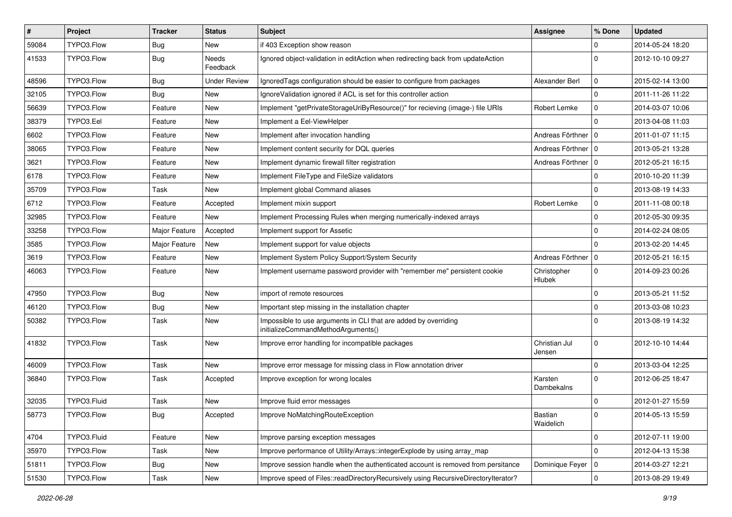| # | Project | Tracker | Status | Subject | Assignee | % Done | Updated |
|---|---|---|---|---|---|---|---|
| 59084 | TYPO3.Flow | Bug | New | if 403 Exception show reason | | 0 | 2014-05-24 18:20 |
| 41533 | TYPO3.Flow | Bug | Needs Feedback | Ignored object-validation in editAction when redirecting back from updateAction | | 0 | 2012-10-10 09:27 |
| 48596 | TYPO3.Flow | Bug | Under Review | IgnoredTags configuration should be easier to configure from packages | Alexander Berl | 0 | 2015-02-14 13:00 |
| 32105 | TYPO3.Flow | Bug | New | IgnoreValidation ignored if ACL is set for this controller action | | 0 | 2011-11-26 11:22 |
| 56639 | TYPO3.Flow | Feature | New | Implement "getPrivateStorageUriByResource()" for recieving (image-) file URIs | Robert Lemke | 0 | 2014-03-07 10:06 |
| 38379 | TYPO3.Eel | Feature | New | Implement a Eel-ViewHelper | | 0 | 2013-04-08 11:03 |
| 6602 | TYPO3.Flow | Feature | New | Implement after invocation handling | Andreas Förthner | 0 | 2011-01-07 11:15 |
| 38065 | TYPO3.Flow | Feature | New | Implement content security for DQL queries | Andreas Förthner | 0 | 2013-05-21 13:28 |
| 3621 | TYPO3.Flow | Feature | New | Implement dynamic firewall filter registration | Andreas Förthner | 0 | 2012-05-21 16:15 |
| 6178 | TYPO3.Flow | Feature | New | Implement FileType and FileSize validators | | 0 | 2010-10-20 11:39 |
| 35709 | TYPO3.Flow | Task | New | Implement global Command aliases | | 0 | 2013-08-19 14:33 |
| 6712 | TYPO3.Flow | Feature | Accepted | Implement mixin support | Robert Lemke | 0 | 2011-11-08 00:18 |
| 32985 | TYPO3.Flow | Feature | New | Implement Processing Rules when merging numerically-indexed arrays | | 0 | 2012-05-30 09:35 |
| 33258 | TYPO3.Flow | Major Feature | Accepted | Implement support for Assetic | | 0 | 2014-02-24 08:05 |
| 3585 | TYPO3.Flow | Major Feature | New | Implement support for value objects | | 0 | 2013-02-20 14:45 |
| 3619 | TYPO3.Flow | Feature | New | Implement System Policy Support/System Security | Andreas Förthner | 0 | 2012-05-21 16:15 |
| 46063 | TYPO3.Flow | Feature | New | Implement username password provider with "remember me" persistent cookie | Christopher Hlubek | 0 | 2014-09-23 00:26 |
| 47950 | TYPO3.Flow | Bug | New | import of remote resources | | 0 | 2013-05-21 11:52 |
| 46120 | TYPO3.Flow | Bug | New | Important step missing in the installation chapter | | 0 | 2013-03-08 10:23 |
| 50382 | TYPO3.Flow | Task | New | Impossible to use arguments in CLI that are added by overriding initializeCommandMethodArguments() | | 0 | 2013-08-19 14:32 |
| 41832 | TYPO3.Flow | Task | New | Improve error handling for incompatible packages | Christian Jul Jensen | 0 | 2012-10-10 14:44 |
| 46009 | TYPO3.Flow | Task | New | Improve error message for missing class in Flow annotation driver | | 0 | 2013-03-04 12:25 |
| 36840 | TYPO3.Flow | Task | Accepted | Improve exception for wrong locales | Karsten Dambekalns | 0 | 2012-06-25 18:47 |
| 32035 | TYPO3.Fluid | Task | New | Improve fluid error messages | | 0 | 2012-01-27 15:59 |
| 58773 | TYPO3.Flow | Bug | Accepted | Improve NoMatchingRouteException | Bastian Waidelich | 0 | 2014-05-13 15:59 |
| 4704 | TYPO3.Fluid | Feature | New | Improve parsing exception messages | | 0 | 2012-07-11 19:00 |
| 35970 | TYPO3.Flow | Task | New | Improve performance of Utility/Arrays::integerExplode by using array_map | | 0 | 2012-04-13 15:38 |
| 51811 | TYPO3.Flow | Bug | New | Improve session handle when the authenticated account is removed from persitance | Dominique Feyer | 0 | 2014-03-27 12:21 |
| 51530 | TYPO3.Flow | Task | New | Improve speed of Files::readDirectoryRecursively using RecursiveDirectoryIterator? | | 0 | 2013-08-29 19:49 |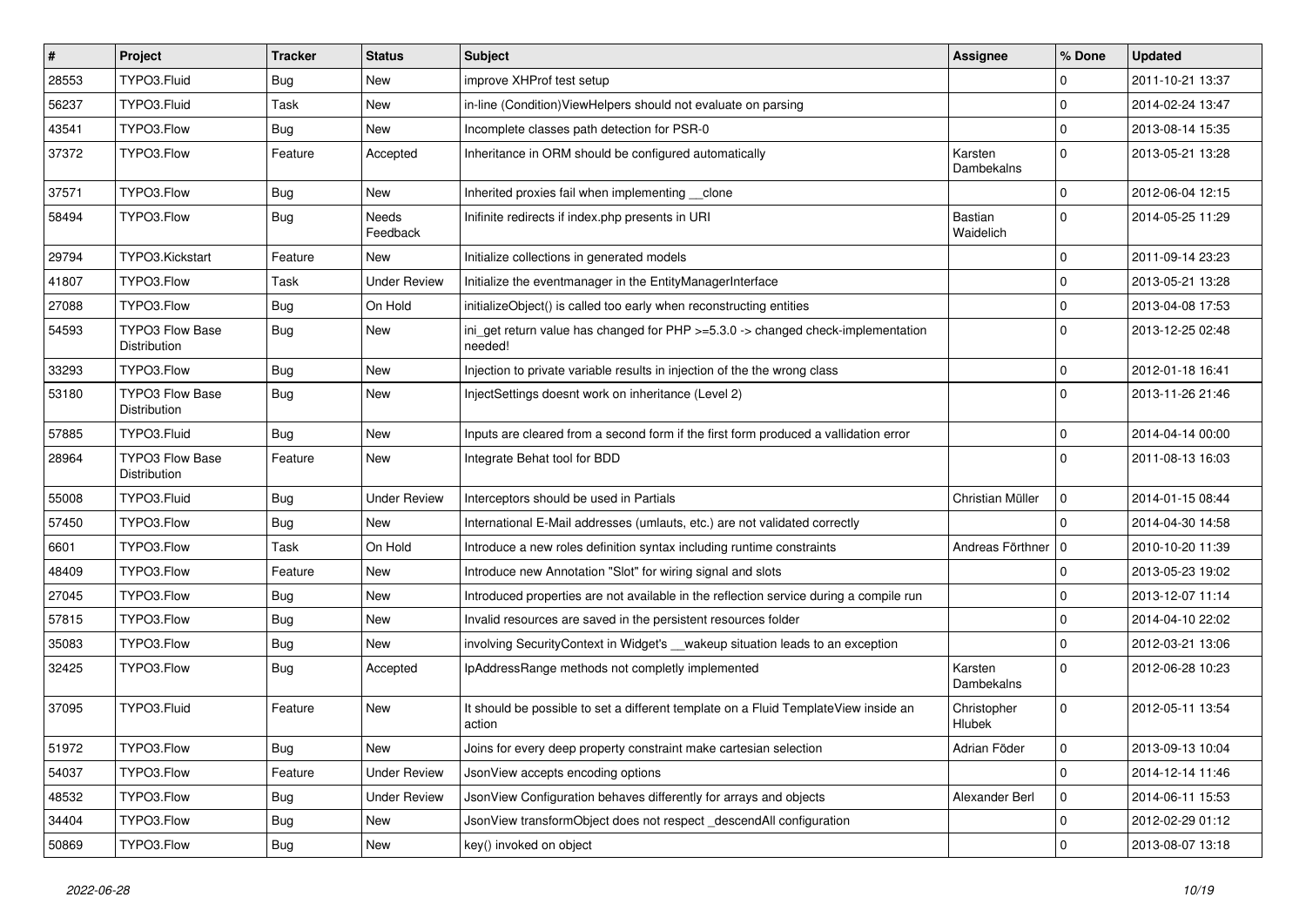| # | Project | Tracker | Status | Subject | Assignee | % Done | Updated |
|---|---|---|---|---|---|---|---|
| 28553 | TYPO3.Fluid | Bug | New | improve XHProf test setup | | 0 | 2011-10-21 13:37 |
| 56237 | TYPO3.Fluid | Task | New | in-line (Condition)ViewHelpers should not evaluate on parsing | | 0 | 2014-02-24 13:47 |
| 43541 | TYPO3.Flow | Bug | New | Incomplete classes path detection for PSR-0 | | 0 | 2013-08-14 15:35 |
| 37372 | TYPO3.Flow | Feature | Accepted | Inheritance in ORM should be configured automatically | Karsten Dambekalns | 0 | 2013-05-21 13:28 |
| 37571 | TYPO3.Flow | Bug | New | Inherited proxies fail when implementing __clone | | 0 | 2012-06-04 12:15 |
| 58494 | TYPO3.Flow | Bug | Needs Feedback | Inifinite redirects if index.php presents in URI | Bastian Waidelich | 0 | 2014-05-25 11:29 |
| 29794 | TYPO3.Kickstart | Feature | New | Initialize collections in generated models | | 0 | 2011-09-14 23:23 |
| 41807 | TYPO3.Flow | Task | Under Review | Initialize the eventmanager in the EntityManagerInterface | | 0 | 2013-05-21 13:28 |
| 27088 | TYPO3.Flow | Bug | On Hold | initializeObject() is called too early when reconstructing entities | | 0 | 2013-04-08 17:53 |
| 54593 | TYPO3 Flow Base Distribution | Bug | New | ini_get return value has changed for PHP >=5.3.0 -> changed check-implementation needed! | | 0 | 2013-12-25 02:48 |
| 33293 | TYPO3.Flow | Bug | New | Injection to private variable results in injection of the the wrong class | | 0 | 2012-01-18 16:41 |
| 53180 | TYPO3 Flow Base Distribution | Bug | New | InjectSettings doesnt work on inheritance (Level 2) | | 0 | 2013-11-26 21:46 |
| 57885 | TYPO3.Fluid | Bug | New | Inputs are cleared from a second form if the first form produced a vallidation error | | 0 | 2014-04-14 00:00 |
| 28964 | TYPO3 Flow Base Distribution | Feature | New | Integrate Behat tool for BDD | | 0 | 2011-08-13 16:03 |
| 55008 | TYPO3.Fluid | Bug | Under Review | Interceptors should be used in Partials | Christian Müller | 0 | 2014-01-15 08:44 |
| 57450 | TYPO3.Flow | Bug | New | International E-Mail addresses (umlauts, etc.) are not validated correctly | | 0 | 2014-04-30 14:58 |
| 6601 | TYPO3.Flow | Task | On Hold | Introduce a new roles definition syntax including runtime constraints | Andreas Förthner | 0 | 2010-10-20 11:39 |
| 48409 | TYPO3.Flow | Feature | New | Introduce new Annotation "Slot" for wiring signal and slots | | 0 | 2013-05-23 19:02 |
| 27045 | TYPO3.Flow | Bug | New | Introduced properties are not available in the reflection service during a compile run | | 0 | 2013-12-07 11:14 |
| 57815 | TYPO3.Flow | Bug | New | Invalid resources are saved in the persistent resources folder | | 0 | 2014-04-10 22:02 |
| 35083 | TYPO3.Flow | Bug | New | involving SecurityContext in Widget's __wakeup situation leads to an exception | | 0 | 2012-03-21 13:06 |
| 32425 | TYPO3.Flow | Bug | Accepted | IpAddressRange methods not completly implemented | Karsten Dambekalns | 0 | 2012-06-28 10:23 |
| 37095 | TYPO3.Fluid | Feature | New | It should be possible to set a different template on a Fluid TemplateView inside an action | Christopher Hlubek | 0 | 2012-05-11 13:54 |
| 51972 | TYPO3.Flow | Bug | New | Joins for every deep property constraint make cartesian selection | Adrian Föder | 0 | 2013-09-13 10:04 |
| 54037 | TYPO3.Flow | Feature | Under Review | JsonView accepts encoding options | | 0 | 2014-12-14 11:46 |
| 48532 | TYPO3.Flow | Bug | Under Review | JsonView Configuration behaves differently for arrays and objects | Alexander Berl | 0 | 2014-06-11 15:53 |
| 34404 | TYPO3.Flow | Bug | New | JsonView transformObject does not respect _descendAll configuration | | 0 | 2012-02-29 01:12 |
| 50869 | TYPO3.Flow | Bug | New | key() invoked on object | | 0 | 2013-08-07 13:18 |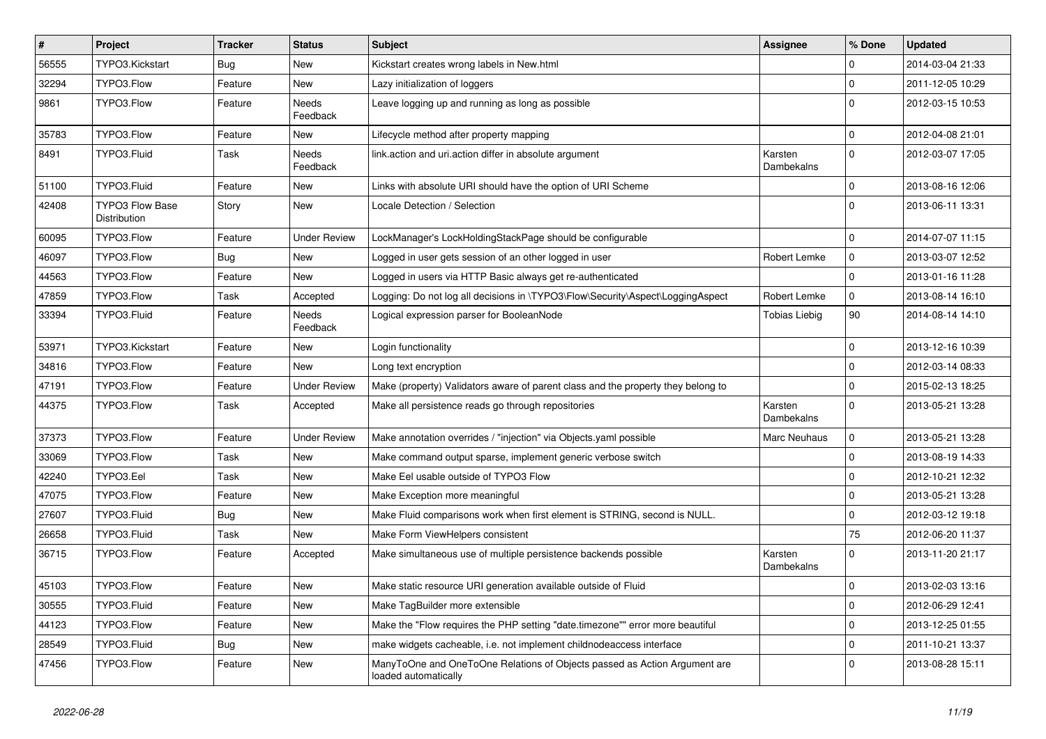| # | Project | Tracker | Status | Subject | Assignee | % Done | Updated |
|---|---|---|---|---|---|---|---|
| 56555 | TYPO3.Kickstart | Bug | New | Kickstart creates wrong labels in New.html | | 0 | 2014-03-04 21:33 |
| 32294 | TYPO3.Flow | Feature | New | Lazy initialization of loggers | | 0 | 2011-12-05 10:29 |
| 9861 | TYPO3.Flow | Feature | Needs Feedback | Leave logging up and running as long as possible | | 0 | 2012-03-15 10:53 |
| 35783 | TYPO3.Flow | Feature | New | Lifecycle method after property mapping | | 0 | 2012-04-08 21:01 |
| 8491 | TYPO3.Fluid | Task | Needs Feedback | link.action and uri.action differ in absolute argument | Karsten Dambekalns | 0 | 2012-03-07 17:05 |
| 51100 | TYPO3.Fluid | Feature | New | Links with absolute URI should have the option of URI Scheme | | 0 | 2013-08-16 12:06 |
| 42408 | TYPO3 Flow Base Distribution | Story | New | Locale Detection / Selection | | 0 | 2013-06-11 13:31 |
| 60095 | TYPO3.Flow | Feature | Under Review | LockManager's LockHoldingStackPage should be configurable | | 0 | 2014-07-07 11:15 |
| 46097 | TYPO3.Flow | Bug | New | Logged in user gets session of an other logged in user | Robert Lemke | 0 | 2013-03-07 12:52 |
| 44563 | TYPO3.Flow | Feature | New | Logged in users via HTTP Basic always get re-authenticated | | 0 | 2013-01-16 11:28 |
| 47859 | TYPO3.Flow | Task | Accepted | Logging: Do not log all decisions in \TYPO3\Flow\Security\Aspect\LoggingAspect | Robert Lemke | 0 | 2013-08-14 16:10 |
| 33394 | TYPO3.Fluid | Feature | Needs Feedback | Logical expression parser for BooleanNode | Tobias Liebig | 90 | 2014-08-14 14:10 |
| 53971 | TYPO3.Kickstart | Feature | New | Login functionality | | 0 | 2013-12-16 10:39 |
| 34816 | TYPO3.Flow | Feature | New | Long text encryption | | 0 | 2012-03-14 08:33 |
| 47191 | TYPO3.Flow | Feature | Under Review | Make (property) Validators aware of parent class and the property they belong to | | 0 | 2015-02-13 18:25 |
| 44375 | TYPO3.Flow | Task | Accepted | Make all persistence reads go through repositories | Karsten Dambekalns | 0 | 2013-05-21 13:28 |
| 37373 | TYPO3.Flow | Feature | Under Review | Make annotation overrides / "injection" via Objects.yaml possible | Marc Neuhaus | 0 | 2013-05-21 13:28 |
| 33069 | TYPO3.Flow | Task | New | Make command output sparse, implement generic verbose switch | | 0 | 2013-08-19 14:33 |
| 42240 | TYPO3.Eel | Task | New | Make Eel usable outside of TYPO3 Flow | | 0 | 2012-10-21 12:32 |
| 47075 | TYPO3.Flow | Feature | New | Make Exception more meaningful | | 0 | 2013-05-21 13:28 |
| 27607 | TYPO3.Fluid | Bug | New | Make Fluid comparisons work when first element is STRING, second is NULL. | | 0 | 2012-03-12 19:18 |
| 26658 | TYPO3.Fluid | Task | New | Make Form ViewHelpers consistent | | 75 | 2012-06-20 11:37 |
| 36715 | TYPO3.Flow | Feature | Accepted | Make simultaneous use of multiple persistence backends possible | Karsten Dambekalns | 0 | 2013-11-20 21:17 |
| 45103 | TYPO3.Flow | Feature | New | Make static resource URI generation available outside of Fluid | | 0 | 2013-02-03 13:16 |
| 30555 | TYPO3.Fluid | Feature | New | Make TagBuilder more extensible | | 0 | 2012-06-29 12:41 |
| 44123 | TYPO3.Flow | Feature | New | Make the "Flow requires the PHP setting "date.timezone"" error more beautiful | | 0 | 2013-12-25 01:55 |
| 28549 | TYPO3.Fluid | Bug | New | make widgets cacheable, i.e. not implement childnodeaccess interface | | 0 | 2011-10-21 13:37 |
| 47456 | TYPO3.Flow | Feature | New | ManyToOne and OneToOne Relations of Objects passed as Action Argument are loaded automatically | | 0 | 2013-08-28 15:11 |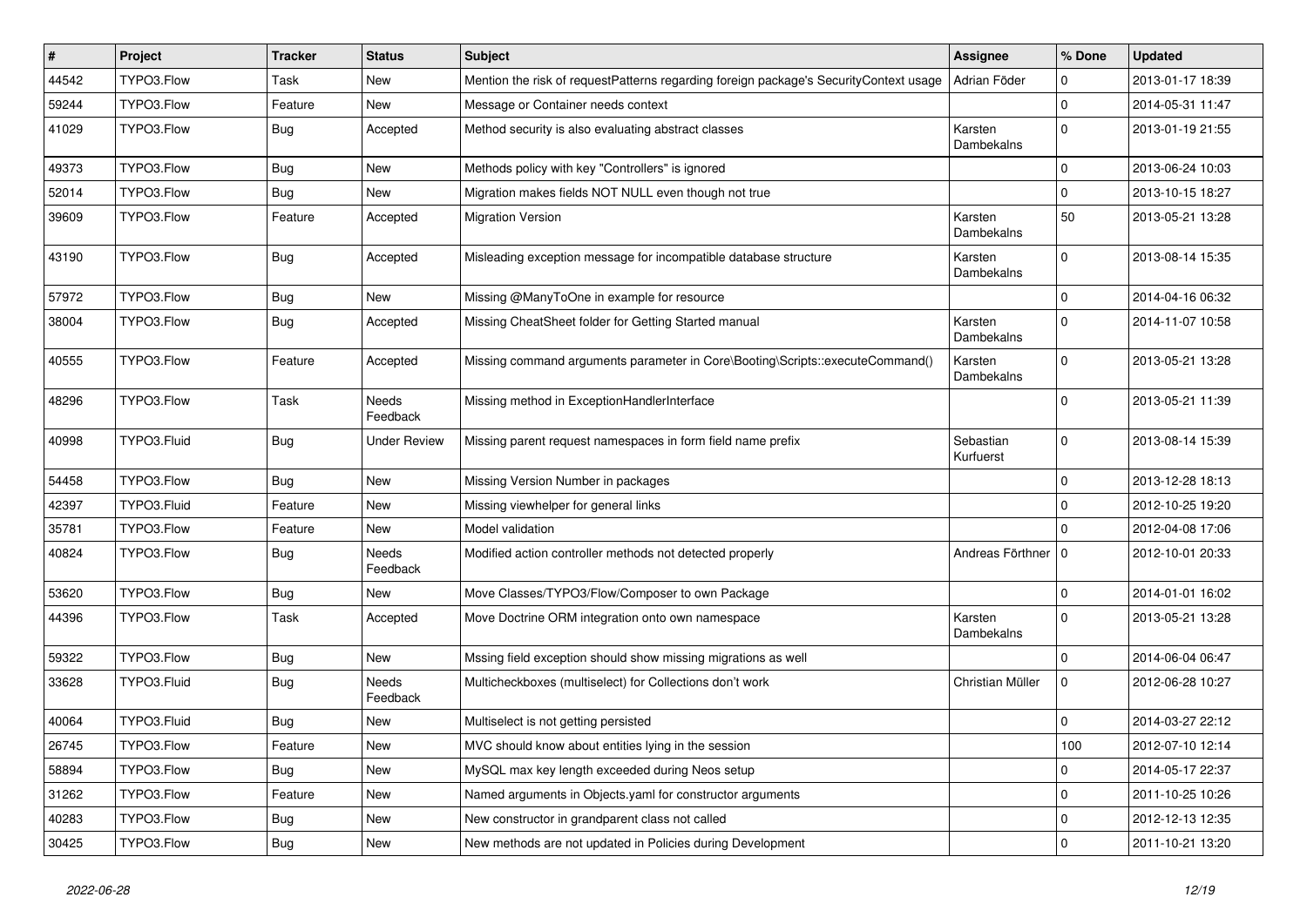| # | Project | Tracker | Status | Subject | Assignee | % Done | Updated |
|---|---|---|---|---|---|---|---|
| 44542 | TYPO3.Flow | Task | New | Mention the risk of requestPatterns regarding foreign package's SecurityContext usage | Adrian Föder | 0 | 2013-01-17 18:39 |
| 59244 | TYPO3.Flow | Feature | New | Message or Container needs context | | 0 | 2014-05-31 11:47 |
| 41029 | TYPO3.Flow | Bug | Accepted | Method security is also evaluating abstract classes | Karsten Dambekalns | 0 | 2013-01-19 21:55 |
| 49373 | TYPO3.Flow | Bug | New | Methods policy with key "Controllers" is ignored | | 0 | 2013-06-24 10:03 |
| 52014 | TYPO3.Flow | Bug | New | Migration makes fields NOT NULL even though not true | | 0 | 2013-10-15 18:27 |
| 39609 | TYPO3.Flow | Feature | Accepted | Migration Version | Karsten Dambekalns | 50 | 2013-05-21 13:28 |
| 43190 | TYPO3.Flow | Bug | Accepted | Misleading exception message for incompatible database structure | Karsten Dambekalns | 0 | 2013-08-14 15:35 |
| 57972 | TYPO3.Flow | Bug | New | Missing @ManyToOne in example for resource | | 0 | 2014-04-16 06:32 |
| 38004 | TYPO3.Flow | Bug | Accepted | Missing CheatSheet folder for Getting Started manual | Karsten Dambekalns | 0 | 2014-11-07 10:58 |
| 40555 | TYPO3.Flow | Feature | Accepted | Missing command arguments parameter in Core\Booting\Scripts::executeCommand() | Karsten Dambekalns | 0 | 2013-05-21 13:28 |
| 48296 | TYPO3.Flow | Task | Needs Feedback | Missing method in ExceptionHandlerInterface | | 0 | 2013-05-21 11:39 |
| 40998 | TYPO3.Fluid | Bug | Under Review | Missing parent request namespaces in form field name prefix | Sebastian Kurfuerst | 0 | 2013-08-14 15:39 |
| 54458 | TYPO3.Flow | Bug | New | Missing Version Number in packages | | 0 | 2013-12-28 18:13 |
| 42397 | TYPO3.Fluid | Feature | New | Missing viewhelper for general links | | 0 | 2012-10-25 19:20 |
| 35781 | TYPO3.Flow | Feature | New | Model validation | | 0 | 2012-04-08 17:06 |
| 40824 | TYPO3.Flow | Bug | Needs Feedback | Modified action controller methods not detected properly | Andreas Förthner | 0 | 2012-10-01 20:33 |
| 53620 | TYPO3.Flow | Bug | New | Move Classes/TYPO3/Flow/Composer to own Package | | 0 | 2014-01-01 16:02 |
| 44396 | TYPO3.Flow | Task | Accepted | Move Doctrine ORM integration onto own namespace | Karsten Dambekalns | 0 | 2013-05-21 13:28 |
| 59322 | TYPO3.Flow | Bug | New | Mssing field exception should show missing migrations as well | | 0 | 2014-06-04 06:47 |
| 33628 | TYPO3.Fluid | Bug | Needs Feedback | Multicheckboxes (multiselect) for Collections don't work | Christian Müller | 0 | 2012-06-28 10:27 |
| 40064 | TYPO3.Fluid | Bug | New | Multiselect is not getting persisted | | 0 | 2014-03-27 22:12 |
| 26745 | TYPO3.Flow | Feature | New | MVC should know about entities lying in the session | | 100 | 2012-07-10 12:14 |
| 58894 | TYPO3.Flow | Bug | New | MySQL max key length exceeded during Neos setup | | 0 | 2014-05-17 22:37 |
| 31262 | TYPO3.Flow | Feature | New | Named arguments in Objects.yaml for constructor arguments | | 0 | 2011-10-25 10:26 |
| 40283 | TYPO3.Flow | Bug | New | New constructor in grandparent class not called | | 0 | 2012-12-13 12:35 |
| 30425 | TYPO3.Flow | Bug | New | New methods are not updated in Policies during Development | | 0 | 2011-10-21 13:20 |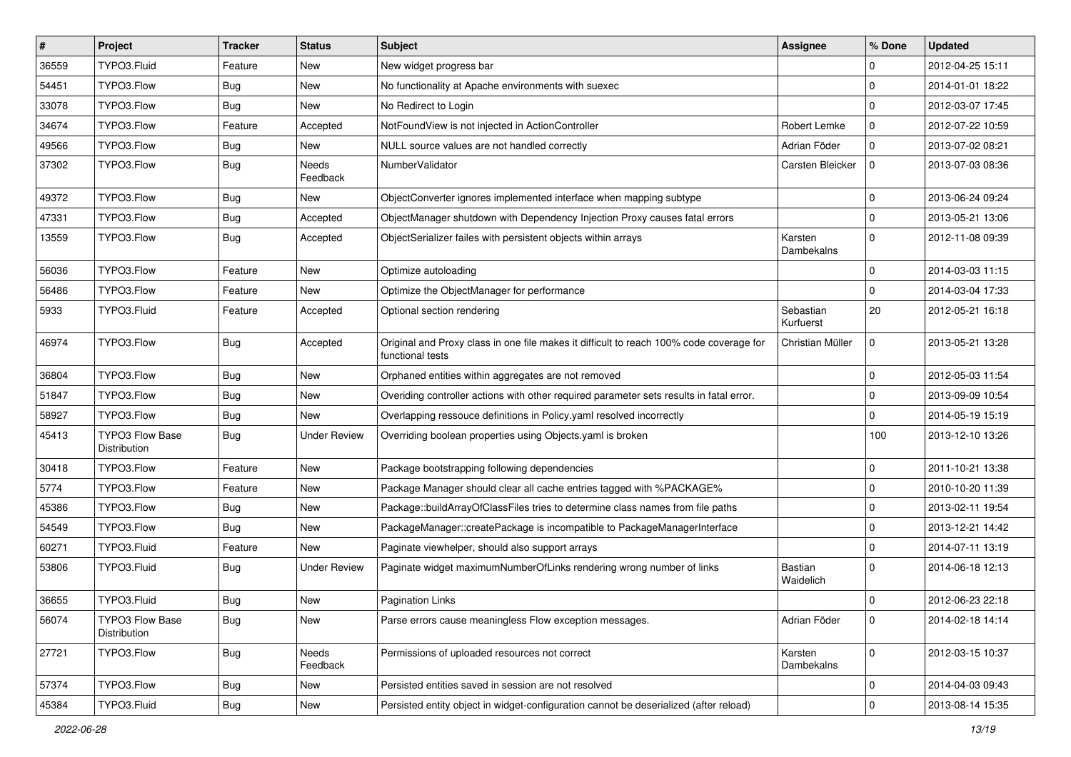| # | Project | Tracker | Status | Subject | Assignee | % Done | Updated |
|---|---|---|---|---|---|---|---|
| 36559 | TYPO3.Fluid | Feature | New | New widget progress bar | | 0 | 2012-04-25 15:11 |
| 54451 | TYPO3.Flow | Bug | New | No functionality at Apache environments with suexec | | 0 | 2014-01-01 18:22 |
| 33078 | TYPO3.Flow | Bug | New | No Redirect to Login | | 0 | 2012-03-07 17:45 |
| 34674 | TYPO3.Flow | Feature | Accepted | NotFoundView is not injected in ActionController | Robert Lemke | 0 | 2012-07-22 10:59 |
| 49566 | TYPO3.Flow | Bug | New | NULL source values are not handled correctly | Adrian Föder | 0 | 2013-07-02 08:21 |
| 37302 | TYPO3.Flow | Bug | Needs Feedback | NumberValidator | Carsten Bleicker | 0 | 2013-07-03 08:36 |
| 49372 | TYPO3.Flow | Bug | New | ObjectConverter ignores implemented interface when mapping subtype | | 0 | 2013-06-24 09:24 |
| 47331 | TYPO3.Flow | Bug | Accepted | ObjectManager shutdown with Dependency Injection Proxy causes fatal errors | | 0 | 2013-05-21 13:06 |
| 13559 | TYPO3.Flow | Bug | Accepted | ObjectSerializer failes with persistent objects within arrays | Karsten Dambekalns | 0 | 2012-11-08 09:39 |
| 56036 | TYPO3.Flow | Feature | New | Optimize autoloading | | 0 | 2014-03-03 11:15 |
| 56486 | TYPO3.Flow | Feature | New | Optimize the ObjectManager for performance | | 0 | 2014-03-04 17:33 |
| 5933 | TYPO3.Fluid | Feature | Accepted | Optional section rendering | Sebastian Kurfuerst | 20 | 2012-05-21 16:18 |
| 46974 | TYPO3.Flow | Bug | Accepted | Original and Proxy class in one file makes it difficult to reach 100% code coverage for functional tests | Christian Müller | 0 | 2013-05-21 13:28 |
| 36804 | TYPO3.Flow | Bug | New | Orphaned entities within aggregates are not removed | | 0 | 2012-05-03 11:54 |
| 51847 | TYPO3.Flow | Bug | New | Overiding controller actions with other required parameter sets results in fatal error. | | 0 | 2013-09-09 10:54 |
| 58927 | TYPO3.Flow | Bug | New | Overlapping ressouce definitions in Policy.yaml resolved incorrectly | | 0 | 2014-05-19 15:19 |
| 45413 | TYPO3 Flow Base Distribution | Bug | Under Review | Overriding boolean properties using Objects.yaml is broken | | 100 | 2013-12-10 13:26 |
| 30418 | TYPO3.Flow | Feature | New | Package bootstrapping following dependencies | | 0 | 2011-10-21 13:38 |
| 5774 | TYPO3.Flow | Feature | New | Package Manager should clear all cache entries tagged with %PACKAGE% | | 0 | 2010-10-20 11:39 |
| 45386 | TYPO3.Flow | Bug | New | Package::buildArrayOfClassFiles tries to determine class names from file paths | | 0 | 2013-02-11 19:54 |
| 54549 | TYPO3.Flow | Bug | New | PackageManager::createPackage is incompatible to PackageManagerInterface | | 0 | 2013-12-21 14:42 |
| 60271 | TYPO3.Fluid | Feature | New | Paginate viewhelper, should also support arrays | | 0 | 2014-07-11 13:19 |
| 53806 | TYPO3.Fluid | Bug | Under Review | Paginate widget maximumNumberOfLinks rendering wrong number of links | Bastian Waidelich | 0 | 2014-06-18 12:13 |
| 36655 | TYPO3.Fluid | Bug | New | Pagination Links | | 0 | 2012-06-23 22:18 |
| 56074 | TYPO3 Flow Base Distribution | Bug | New | Parse errors cause meaningless Flow exception messages. | Adrian Föder | 0 | 2014-02-18 14:14 |
| 27721 | TYPO3.Flow | Bug | Needs Feedback | Permissions of uploaded resources not correct | Karsten Dambekalns | 0 | 2012-03-15 10:37 |
| 57374 | TYPO3.Flow | Bug | New | Persisted entities saved in session are not resolved | | 0 | 2014-04-03 09:43 |
| 45384 | TYPO3.Fluid | Bug | New | Persisted entity object in widget-configuration cannot be deserialized (after reload) | | 0 | 2013-08-14 15:35 |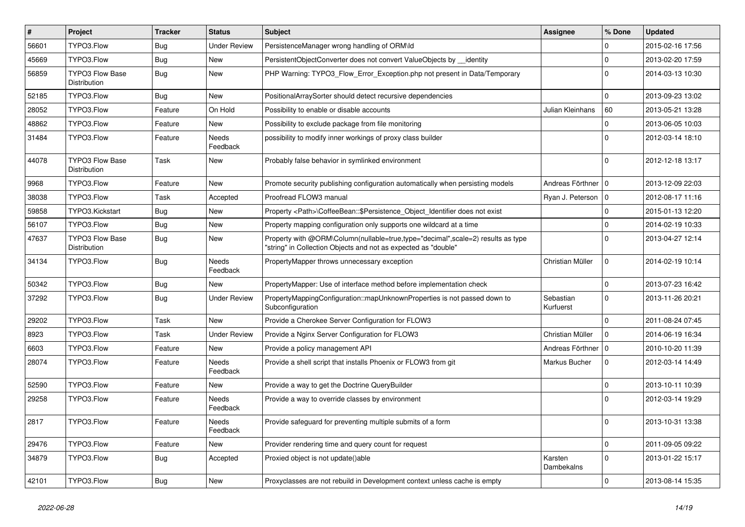| # | Project | Tracker | Status | Subject | Assignee | % Done | Updated |
|---|---|---|---|---|---|---|---|
| 56601 | TYPO3.Flow | Bug | Under Review | PersistenceManager wrong handling of ORM\Id | | 0 | 2015-02-16 17:56 |
| 45669 | TYPO3.Flow | Bug | New | PersistentObjectConverter does not convert ValueObjects by __identity | | 0 | 2013-02-20 17:59 |
| 56859 | TYPO3 Flow Base Distribution | Bug | New | PHP Warning: TYPO3_Flow_Error_Exception.php not present in Data/Temporary | | 0 | 2014-03-13 10:30 |
| 52185 | TYPO3.Flow | Bug | New | PositionalArraySorter should detect recursive dependencies | | 0 | 2013-09-23 13:02 |
| 28052 | TYPO3.Flow | Feature | On Hold | Possibility to enable or disable accounts | Julian Kleinhans | 60 | 2013-05-21 13:28 |
| 48862 | TYPO3.Flow | Feature | New | Possibility to exclude package from file monitoring | | 0 | 2013-06-05 10:03 |
| 31484 | TYPO3.Flow | Feature | Needs Feedback | possibility to modify inner workings of proxy class builder | | 0 | 2012-03-14 18:10 |
| 44078 | TYPO3 Flow Base Distribution | Task | New | Probably false behavior in symlinked environment | | 0 | 2012-12-18 13:17 |
| 9968 | TYPO3.Flow | Feature | New | Promote security publishing configuration automatically when persisting models | Andreas Förthner | 0 | 2013-12-09 22:03 |
| 38038 | TYPO3.Flow | Task | Accepted | Proofread FLOW3 manual | Ryan J. Peterson | 0 | 2012-08-17 11:16 |
| 59858 | TYPO3.Kickstart | Bug | New | Property <Path>\CoffeeBean::$Persistence_Object_Identifier does not exist | | 0 | 2015-01-13 12:20 |
| 56107 | TYPO3.Flow | Bug | New | Property mapping configuration only supports one wildcard at a time | | 0 | 2014-02-19 10:33 |
| 47637 | TYPO3 Flow Base Distribution | Bug | New | Property with @ORM\Column(nullable=true,type="decimal",scale=2) results as type "string" in Collection Objects and not as expected as "double" | | 0 | 2013-04-27 12:14 |
| 34134 | TYPO3.Flow | Bug | Needs Feedback | PropertyMapper throws unnecessary exception | Christian Müller | 0 | 2014-02-19 10:14 |
| 50342 | TYPO3.Flow | Bug | New | PropertyMapper: Use of interface method before implementation check | | 0 | 2013-07-23 16:42 |
| 37292 | TYPO3.Flow | Bug | Under Review | PropertyMappingConfiguration::mapUnknownProperties is not passed down to Subconfiguration | Sebastian Kurfuerst | 0 | 2013-11-26 20:21 |
| 29202 | TYPO3.Flow | Task | New | Provide a Cherokee Server Configuration for FLOW3 | | 0 | 2011-08-24 07:45 |
| 8923 | TYPO3.Flow | Task | Under Review | Provide a Nginx Server Configuration for FLOW3 | Christian Müller | 0 | 2014-06-19 16:34 |
| 6603 | TYPO3.Flow | Feature | New | Provide a policy management API | Andreas Förthner | 0 | 2010-10-20 11:39 |
| 28074 | TYPO3.Flow | Feature | Needs Feedback | Provide a shell script that installs Phoenix or FLOW3 from git | Markus Bucher | 0 | 2012-03-14 14:49 |
| 52590 | TYPO3.Flow | Feature | New | Provide a way to get the Doctrine QueryBuilder | | 0 | 2013-10-11 10:39 |
| 29258 | TYPO3.Flow | Feature | Needs Feedback | Provide a way to override classes by environment | | 0 | 2012-03-14 19:29 |
| 2817 | TYPO3.Flow | Feature | Needs Feedback | Provide safeguard for preventing multiple submits of a form | | 0 | 2013-10-31 13:38 |
| 29476 | TYPO3.Flow | Feature | New | Provider rendering time and query count for request | | 0 | 2011-09-05 09:22 |
| 34879 | TYPO3.Flow | Bug | Accepted | Proxied object is not update()able | Karsten Dambekalns | 0 | 2013-01-22 15:17 |
| 42101 | TYPO3.Flow | Bug | New | Proxyclasses are not rebuild in Development context unless cache is empty | | 0 | 2013-08-14 15:35 |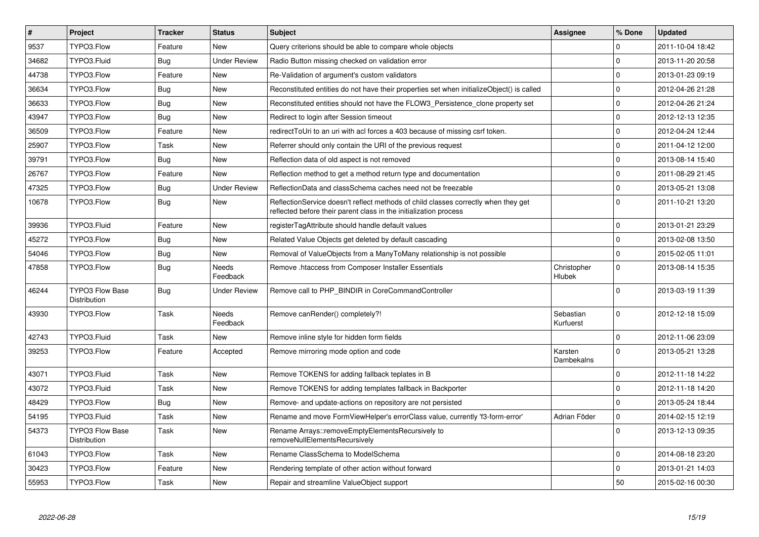| # | Project | Tracker | Status | Subject | Assignee | % Done | Updated |
| --- | --- | --- | --- | --- | --- | --- | --- |
| 9537 | TYPO3.Flow | Feature | New | Query criterions should be able to compare whole objects | | 0 | 2011-10-04 18:42 |
| 34682 | TYPO3.Fluid | Bug | Under Review | Radio Button missing checked on validation error | | 0 | 2013-11-20 20:58 |
| 44738 | TYPO3.Flow | Feature | New | Re-Validation of argument's custom validators | | 0 | 2013-01-23 09:19 |
| 36634 | TYPO3.Flow | Bug | New | Reconstituted entities do not have their properties set when initializeObject() is called | | 0 | 2012-04-26 21:28 |
| 36633 | TYPO3.Flow | Bug | New | Reconstituted entities should not have the FLOW3_Persistence_clone property set | | 0 | 2012-04-26 21:24 |
| 43947 | TYPO3.Flow | Bug | New | Redirect to login after Session timeout | | 0 | 2012-12-13 12:35 |
| 36509 | TYPO3.Flow | Feature | New | redirectToUri to an uri with acl forces a 403 because of missing csrf token. | | 0 | 2012-04-24 12:44 |
| 25907 | TYPO3.Flow | Task | New | Referrer should only contain the URI of the previous request | | 0 | 2011-04-12 12:00 |
| 39791 | TYPO3.Flow | Bug | New | Reflection data of old aspect is not removed | | 0 | 2013-08-14 15:40 |
| 26767 | TYPO3.Flow | Feature | New | Reflection method to get a method return type and documentation | | 0 | 2011-08-29 21:45 |
| 47325 | TYPO3.Flow | Bug | Under Review | ReflectionData and classSchema caches need not be freezable | | 0 | 2013-05-21 13:08 |
| 10678 | TYPO3.Flow | Bug | New | ReflectionService doesn't reflect methods of child classes correctly when they get reflected before their parent class in the initialization process | | 0 | 2011-10-21 13:20 |
| 39936 | TYPO3.Fluid | Feature | New | registerTagAttribute should handle default values | | 0 | 2013-01-21 23:29 |
| 45272 | TYPO3.Flow | Bug | New | Related Value Objects get deleted by default cascading | | 0 | 2013-02-08 13:50 |
| 54046 | TYPO3.Flow | Bug | New | Removal of ValueObjects from a ManyToMany relationship is not possible | | 0 | 2015-02-05 11:01 |
| 47858 | TYPO3.Flow | Bug | Needs Feedback | Remove .htaccess from Composer Installer Essentials | Christopher Hlubek | 0 | 2013-08-14 15:35 |
| 46244 | TYPO3 Flow Base Distribution | Bug | Under Review | Remove call to PHP_BINDIR in CoreCommandController | | 0 | 2013-03-19 11:39 |
| 43930 | TYPO3.Flow | Task | Needs Feedback | Remove canRender() completely?! | Sebastian Kurfuerst | 0 | 2012-12-18 15:09 |
| 42743 | TYPO3.Fluid | Task | New | Remove inline style for hidden form fields | | 0 | 2012-11-06 23:09 |
| 39253 | TYPO3.Flow | Feature | Accepted | Remove mirroring mode option and code | Karsten Dambekalns | 0 | 2013-05-21 13:28 |
| 43071 | TYPO3.Fluid | Task | New | Remove TOKENS for adding fallback teplates in B | | 0 | 2012-11-18 14:22 |
| 43072 | TYPO3.Fluid | Task | New | Remove TOKENS for adding templates fallback in Backporter | | 0 | 2012-11-18 14:20 |
| 48429 | TYPO3.Flow | Bug | New | Remove- and update-actions on repository are not persisted | | 0 | 2013-05-24 18:44 |
| 54195 | TYPO3.Fluid | Task | New | Rename and move FormViewHelper's errorClass value, currently 'f3-form-error' | Adrian Föder | 0 | 2014-02-15 12:19 |
| 54373 | TYPO3 Flow Base Distribution | Task | New | Rename Arrays::removeEmptyElementsRecursively to removeNullElementsRecursively | | 0 | 2013-12-13 09:35 |
| 61043 | TYPO3.Flow | Task | New | Rename ClassSchema to ModelSchema | | 0 | 2014-08-18 23:20 |
| 30423 | TYPO3.Flow | Feature | New | Rendering template of other action without forward | | 0 | 2013-01-21 14:03 |
| 55953 | TYPO3.Flow | Task | New | Repair and streamline ValueObject support | | 50 | 2015-02-16 00:30 |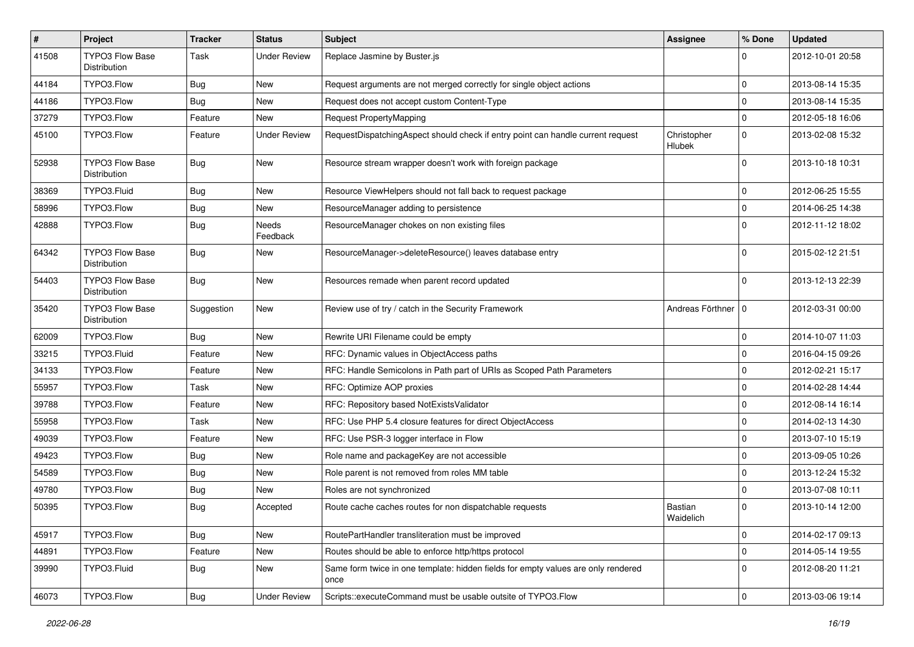| # | Project | Tracker | Status | Subject | Assignee | % Done | Updated |
|---|---|---|---|---|---|---|---|
| 41508 | TYPO3 Flow Base Distribution | Task | Under Review | Replace Jasmine by Buster.js | | 0 | 2012-10-01 20:58 |
| 44184 | TYPO3.Flow | Bug | New | Request arguments are not merged correctly for single object actions | | 0 | 2013-08-14 15:35 |
| 44186 | TYPO3.Flow | Bug | New | Request does not accept custom Content-Type | | 0 | 2013-08-14 15:35 |
| 37279 | TYPO3.Flow | Feature | New | Request PropertyMapping | | 0 | 2012-05-18 16:06 |
| 45100 | TYPO3.Flow | Feature | Under Review | RequestDispatchingAspect should check if entry point can handle current request | Christopher Hlubek | 0 | 2013-02-08 15:32 |
| 52938 | TYPO3 Flow Base Distribution | Bug | New | Resource stream wrapper doesn't work with foreign package | | 0 | 2013-10-18 10:31 |
| 38369 | TYPO3.Fluid | Bug | New | Resource ViewHelpers should not fall back to request package | | 0 | 2012-06-25 15:55 |
| 58996 | TYPO3.Flow | Bug | New | ResourceManager adding to persistence | | 0 | 2014-06-25 14:38 |
| 42888 | TYPO3.Flow | Bug | Needs Feedback | ResourceManager chokes on non existing files | | 0 | 2012-11-12 18:02 |
| 64342 | TYPO3 Flow Base Distribution | Bug | New | ResourceManager->deleteResource() leaves database entry | | 0 | 2015-02-12 21:51 |
| 54403 | TYPO3 Flow Base Distribution | Bug | New | Resources remade when parent record updated | | 0 | 2013-12-13 22:39 |
| 35420 | TYPO3 Flow Base Distribution | Suggestion | New | Review use of try / catch in the Security Framework | Andreas Förthner | 0 | 2012-03-31 00:00 |
| 62009 | TYPO3.Flow | Bug | New | Rewrite URI Filename could be empty | | 0 | 2014-10-07 11:03 |
| 33215 | TYPO3.Fluid | Feature | New | RFC: Dynamic values in ObjectAccess paths | | 0 | 2016-04-15 09:26 |
| 34133 | TYPO3.Flow | Feature | New | RFC: Handle Semicolons in Path part of URIs as Scoped Path Parameters | | 0 | 2012-02-21 15:17 |
| 55957 | TYPO3.Flow | Task | New | RFC: Optimize AOP proxies | | 0 | 2014-02-28 14:44 |
| 39788 | TYPO3.Flow | Feature | New | RFC: Repository based NotExistsValidator | | 0 | 2012-08-14 16:14 |
| 55958 | TYPO3.Flow | Task | New | RFC: Use PHP 5.4 closure features for direct ObjectAccess | | 0 | 2014-02-13 14:30 |
| 49039 | TYPO3.Flow | Feature | New | RFC: Use PSR-3 logger interface in Flow | | 0 | 2013-07-10 15:19 |
| 49423 | TYPO3.Flow | Bug | New | Role name and packageKey are not accessible | | 0 | 2013-09-05 10:26 |
| 54589 | TYPO3.Flow | Bug | New | Role parent is not removed from roles MM table | | 0 | 2013-12-24 15:32 |
| 49780 | TYPO3.Flow | Bug | New | Roles are not synchronized | | 0 | 2013-07-08 10:11 |
| 50395 | TYPO3.Flow | Bug | Accepted | Route cache caches routes for non dispatchable requests | Bastian Waidelich | 0 | 2013-10-14 12:00 |
| 45917 | TYPO3.Flow | Bug | New | RoutePartHandler transliteration must be improved | | 0 | 2014-02-17 09:13 |
| 44891 | TYPO3.Flow | Feature | New | Routes should be able to enforce http/https protocol | | 0 | 2014-05-14 19:55 |
| 39990 | TYPO3.Fluid | Bug | New | Same form twice in one template: hidden fields for empty values are only rendered once | | 0 | 2012-08-20 11:21 |
| 46073 | TYPO3.Flow | Bug | Under Review | Scripts::executeCommand must be usable outsite of TYPO3.Flow | | 0 | 2013-03-06 19:14 |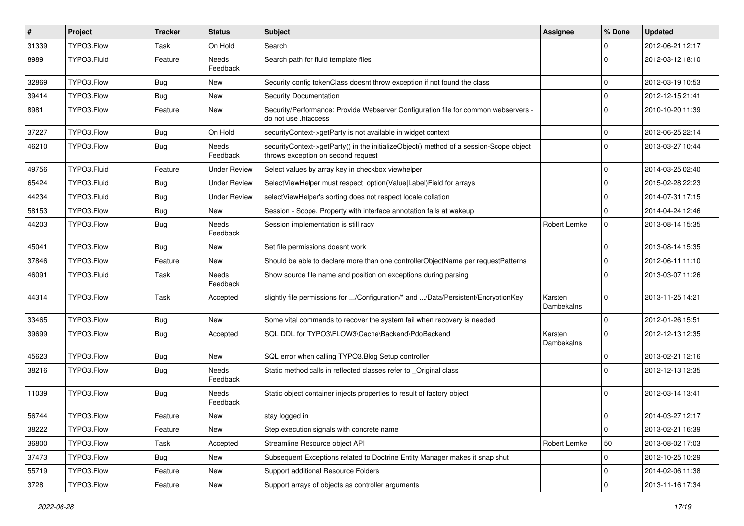| # | Project | Tracker | Status | Subject | Assignee | % Done | Updated |
|---|---|---|---|---|---|---|---|
| 31339 | TYPO3.Flow | Task | On Hold | Search | | 0 | 2012-06-21 12:17 |
| 8989 | TYPO3.Fluid | Feature | Needs Feedback | Search path for fluid template files | | 0 | 2012-03-12 18:10 |
| 32869 | TYPO3.Flow | Bug | New | Security config tokenClass doesnt throw exception if not found the class | | 0 | 2012-03-19 10:53 |
| 39414 | TYPO3.Flow | Bug | New | Security Documentation | | 0 | 2012-12-15 21:41 |
| 8981 | TYPO3.Flow | Feature | New | Security/Performance: Provide Webserver Configuration file for common webservers - do not use .htaccess | | 0 | 2010-10-20 11:39 |
| 37227 | TYPO3.Flow | Bug | On Hold | securityContext->getParty is not available in widget context | | 0 | 2012-06-25 22:14 |
| 46210 | TYPO3.Flow | Bug | Needs Feedback | securityContext->getParty() in the initializeObject() method of a session-Scope object throws exception on second request | | 0 | 2013-03-27 10:44 |
| 49756 | TYPO3.Fluid | Feature | Under Review | Select values by array key in checkbox viewhelper | | 0 | 2014-03-25 02:40 |
| 65424 | TYPO3.Fluid | Bug | Under Review | SelectViewHelper must respect option(Value\|Label)Field for arrays | | 0 | 2015-02-28 22:23 |
| 44234 | TYPO3.Fluid | Bug | Under Review | selectViewHelper's sorting does not respect locale collation | | 0 | 2014-07-31 17:15 |
| 58153 | TYPO3.Flow | Bug | New | Session - Scope, Property with interface annotation fails at wakeup | | 0 | 2014-04-24 12:46 |
| 44203 | TYPO3.Flow | Bug | Needs Feedback | Session implementation is still racy | Robert Lemke | 0 | 2013-08-14 15:35 |
| 45041 | TYPO3.Flow | Bug | New | Set file permissions doesnt work | | 0 | 2013-08-14 15:35 |
| 37846 | TYPO3.Flow | Feature | New | Should be able to declare more than one controllerObjectName per requestPatterns | | 0 | 2012-06-11 11:10 |
| 46091 | TYPO3.Fluid | Task | Needs Feedback | Show source file name and position on exceptions during parsing | | 0 | 2013-03-07 11:26 |
| 44314 | TYPO3.Flow | Task | Accepted | slightly file permissions for .../Configuration/* and .../Data/Persistent/EncryptionKey | Karsten Dambekalns | 0 | 2013-11-25 14:21 |
| 33465 | TYPO3.Flow | Bug | New | Some vital commands to recover the system fail when recovery is needed | | 0 | 2012-01-26 15:51 |
| 39699 | TYPO3.Flow | Bug | Accepted | SQL DDL for TYPO3\FLOW3\Cache\Backend\PdoBackend | Karsten Dambekalns | 0 | 2012-12-13 12:35 |
| 45623 | TYPO3.Flow | Bug | New | SQL error when calling TYPO3.Blog Setup controller | | 0 | 2013-02-21 12:16 |
| 38216 | TYPO3.Flow | Bug | Needs Feedback | Static method calls in reflected classes refer to _Original class | | 0 | 2012-12-13 12:35 |
| 11039 | TYPO3.Flow | Bug | Needs Feedback | Static object container injects properties to result of factory object | | 0 | 2012-03-14 13:41 |
| 56744 | TYPO3.Flow | Feature | New | stay logged in | | 0 | 2014-03-27 12:17 |
| 38222 | TYPO3.Flow | Feature | New | Step execution signals with concrete name | | 0 | 2013-02-21 16:39 |
| 36800 | TYPO3.Flow | Task | Accepted | Streamline Resource object API | Robert Lemke | 50 | 2013-08-02 17:03 |
| 37473 | TYPO3.Flow | Bug | New | Subsequent Exceptions related to Doctrine Entity Manager makes it snap shut | | 0 | 2012-10-25 10:29 |
| 55719 | TYPO3.Flow | Feature | New | Support additional Resource Folders | | 0 | 2014-02-06 11:38 |
| 3728 | TYPO3.Flow | Feature | New | Support arrays of objects as controller arguments | | 0 | 2013-11-16 17:34 |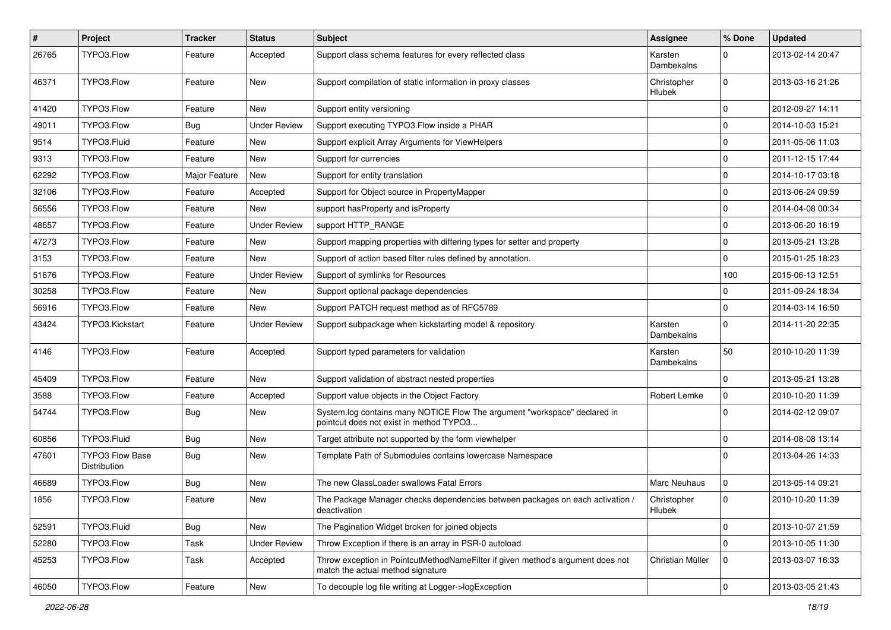| # | Project | Tracker | Status | Subject | Assignee | % Done | Updated |
|---|---|---|---|---|---|---|---|
| 26765 | TYPO3.Flow | Feature | Accepted | Support class schema features for every reflected class | Karsten Dambekalns | 0 | 2013-02-14 20:47 |
| 46371 | TYPO3.Flow | Feature | New | Support compilation of static information in proxy classes | Christopher Hlubek | 0 | 2013-03-16 21:26 |
| 41420 | TYPO3.Flow | Feature | New | Support entity versioning | | 0 | 2012-09-27 14:11 |
| 49011 | TYPO3.Flow | Bug | Under Review | Support executing TYPO3.Flow inside a PHAR | | 0 | 2014-10-03 15:21 |
| 9514 | TYPO3.Fluid | Feature | New | Support explicit Array Arguments for ViewHelpers | | 0 | 2011-05-06 11:03 |
| 9313 | TYPO3.Flow | Feature | New | Support for currencies | | 0 | 2011-12-15 17:44 |
| 62292 | TYPO3.Flow | Major Feature | New | Support for entity translation | | 0 | 2014-10-17 03:18 |
| 32106 | TYPO3.Flow | Feature | Accepted | Support for Object source in PropertyMapper | | 0 | 2013-06-24 09:59 |
| 56556 | TYPO3.Flow | Feature | New | support hasProperty and isProperty | | 0 | 2014-04-08 00:34 |
| 48657 | TYPO3.Flow | Feature | Under Review | support HTTP_RANGE | | 0 | 2013-06-20 16:19 |
| 47273 | TYPO3.Flow | Feature | New | Support mapping properties with differing types for setter and property | | 0 | 2013-05-21 13:28 |
| 3153 | TYPO3.Flow | Feature | New | Support of action based filter rules defined by annotation. | | 0 | 2015-01-25 18:23 |
| 51676 | TYPO3.Flow | Feature | Under Review | Support of symlinks for Resources | | 100 | 2015-06-13 12:51 |
| 30258 | TYPO3.Flow | Feature | New | Support optional package dependencies | | 0 | 2011-09-24 18:34 |
| 56916 | TYPO3.Flow | Feature | New | Support PATCH request method as of RFC5789 | | 0 | 2014-03-14 16:50 |
| 43424 | TYPO3.Kickstart | Feature | Under Review | Support subpackage when kickstarting model & repository | Karsten Dambekalns | 0 | 2014-11-20 22:35 |
| 4146 | TYPO3.Flow | Feature | Accepted | Support typed parameters for validation | Karsten Dambekalns | 50 | 2010-10-20 11:39 |
| 45409 | TYPO3.Flow | Feature | New | Support validation of abstract nested properties | | 0 | 2013-05-21 13:28 |
| 3588 | TYPO3.Flow | Feature | Accepted | Support value objects in the Object Factory | Robert Lemke | 0 | 2010-10-20 11:39 |
| 54744 | TYPO3.Flow | Bug | New | System.log contains many NOTICE Flow The argument "workspace" declared in pointcut does not exist in method TYPO3... | | 0 | 2014-02-12 09:07 |
| 60856 | TYPO3.Fluid | Bug | New | Target attribute not supported by the form viewhelper | | 0 | 2014-08-08 13:14 |
| 47601 | TYPO3 Flow Base Distribution | Bug | New | Template Path of Submodules contains lowercase Namespace | | 0 | 2013-04-26 14:33 |
| 46689 | TYPO3.Flow | Bug | New | The new ClassLoader swallows Fatal Errors | Marc Neuhaus | 0 | 2013-05-14 09:21 |
| 1856 | TYPO3.Flow | Feature | New | The Package Manager checks dependencies between packages on each activation / deactivation | Christopher Hlubek | 0 | 2010-10-20 11:39 |
| 52591 | TYPO3.Fluid | Bug | New | The Pagination Widget broken for joined objects | | 0 | 2013-10-07 21:59 |
| 52280 | TYPO3.Flow | Task | Under Review | Throw Exception if there is an array in PSR-0 autoload | | 0 | 2013-10-05 11:30 |
| 45253 | TYPO3.Flow | Task | Accepted | Throw exception in PointcutMethodNameFilter if given method's argument does not match the actual method signature | Christian Müller | 0 | 2013-03-07 16:33 |
| 46050 | TYPO3.Flow | Feature | New | To decouple log file writing at Logger->logException | | 0 | 2013-03-05 21:43 |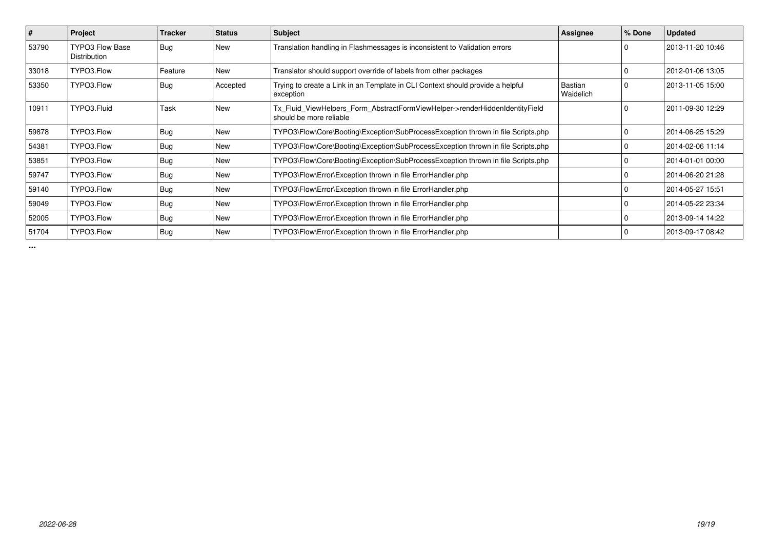| # | Project | Tracker | Status | Subject | Assignee | % Done | Updated |
|---|---|---|---|---|---|---|---|
| 53790 | TYPO3 Flow Base Distribution | Bug | New | Translation handling in Flashmessages is inconsistent to Validation errors | | 0 | 2013-11-20 10:46 |
| 33018 | TYPO3.Flow | Feature | New | Translator should support override of labels from other packages | | 0 | 2012-01-06 13:05 |
| 53350 | TYPO3.Flow | Bug | Accepted | Trying to create a Link in an Template in CLI Context should provide a helpful exception | Bastian Waidelich | 0 | 2013-11-05 15:00 |
| 10911 | TYPO3.Fluid | Task | New | Tx_Fluid_ViewHelpers_Form_AbstractFormViewHelper->renderHiddenIdentityField should be more reliable | | 0 | 2011-09-30 12:29 |
| 59878 | TYPO3.Flow | Bug | New | TYPO3\Flow\Core\Booting\Exception\SubProcessException thrown in file Scripts.php | | 0 | 2014-06-25 15:29 |
| 54381 | TYPO3.Flow | Bug | New | TYPO3\Flow\Core\Booting\Exception\SubProcessException thrown in file Scripts.php | | 0 | 2014-02-06 11:14 |
| 53851 | TYPO3.Flow | Bug | New | TYPO3\Flow\Core\Booting\Exception\SubProcessException thrown in file Scripts.php | | 0 | 2014-01-01 00:00 |
| 59747 | TYPO3.Flow | Bug | New | TYPO3\Flow\Error\Exception thrown in file ErrorHandler.php | | 0 | 2014-06-20 21:28 |
| 59140 | TYPO3.Flow | Bug | New | TYPO3\Flow\Error\Exception thrown in file ErrorHandler.php | | 0 | 2014-05-27 15:51 |
| 59049 | TYPO3.Flow | Bug | New | TYPO3\Flow\Error\Exception thrown in file ErrorHandler.php | | 0 | 2014-05-22 23:34 |
| 52005 | TYPO3.Flow | Bug | New | TYPO3\Flow\Error\Exception thrown in file ErrorHandler.php | | 0 | 2013-09-14 14:22 |
| 51704 | TYPO3.Flow | Bug | New | TYPO3\Flow\Error\Exception thrown in file ErrorHandler.php | | 0 | 2013-09-17 08:42 |

...